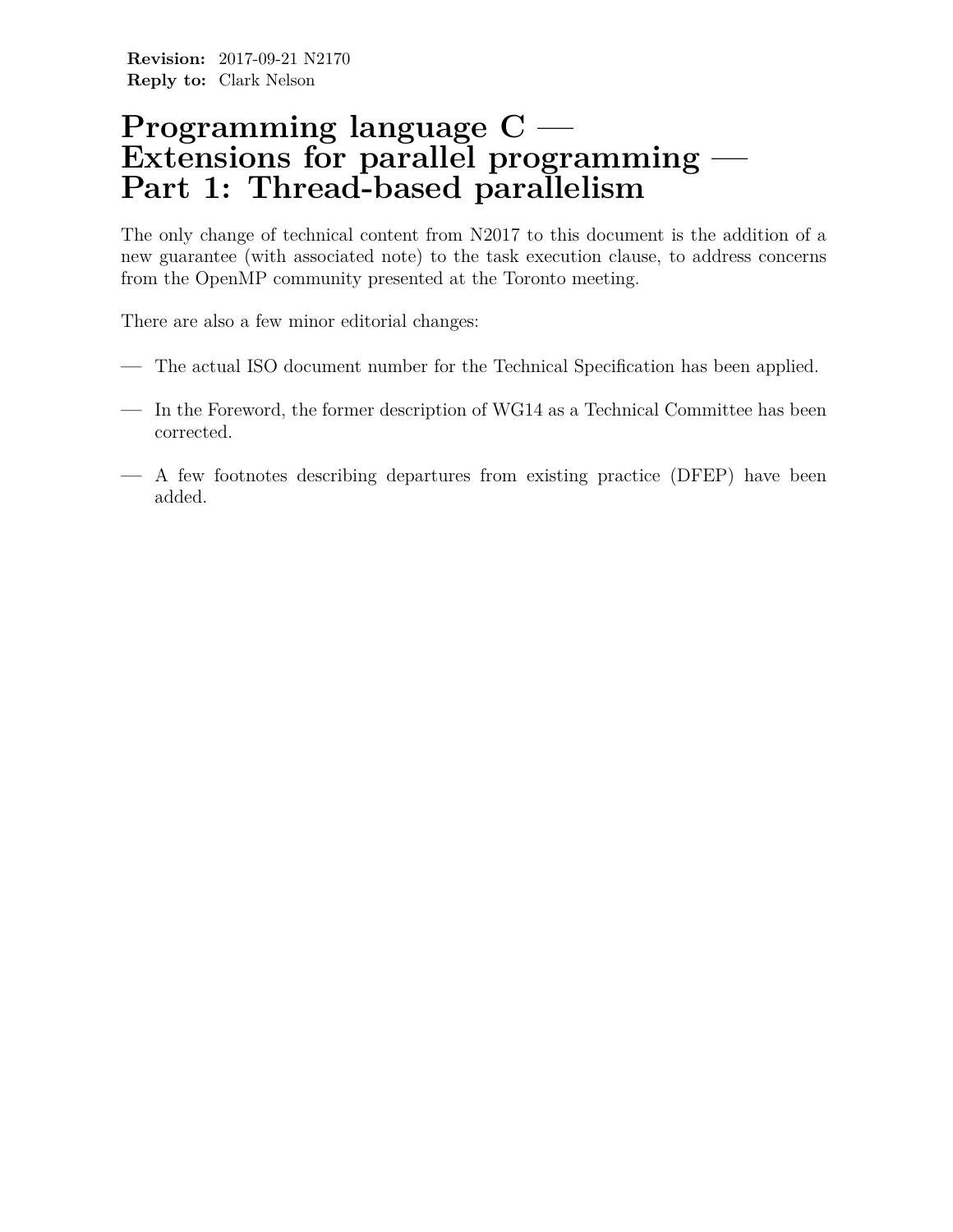**Revision:** 2017-09-21 N2170
**Reply to:** Clark Nelson

# Programming language C — Extensions for parallel programming — Part 1: Thread-based parallelism

The only change of technical content from N2017 to this document is the addition of a new guarantee (with associated note) to the task execution clause, to address concerns from the OpenMP community presented at the Toronto meeting.

There are also a few minor editorial changes:

— The actual ISO document number for the Technical Specification has been applied.

— In the Foreword, the former description of WG14 as a Technical Committee has been corrected.

— A few footnotes describing departures from existing practice (DFEP) have been added.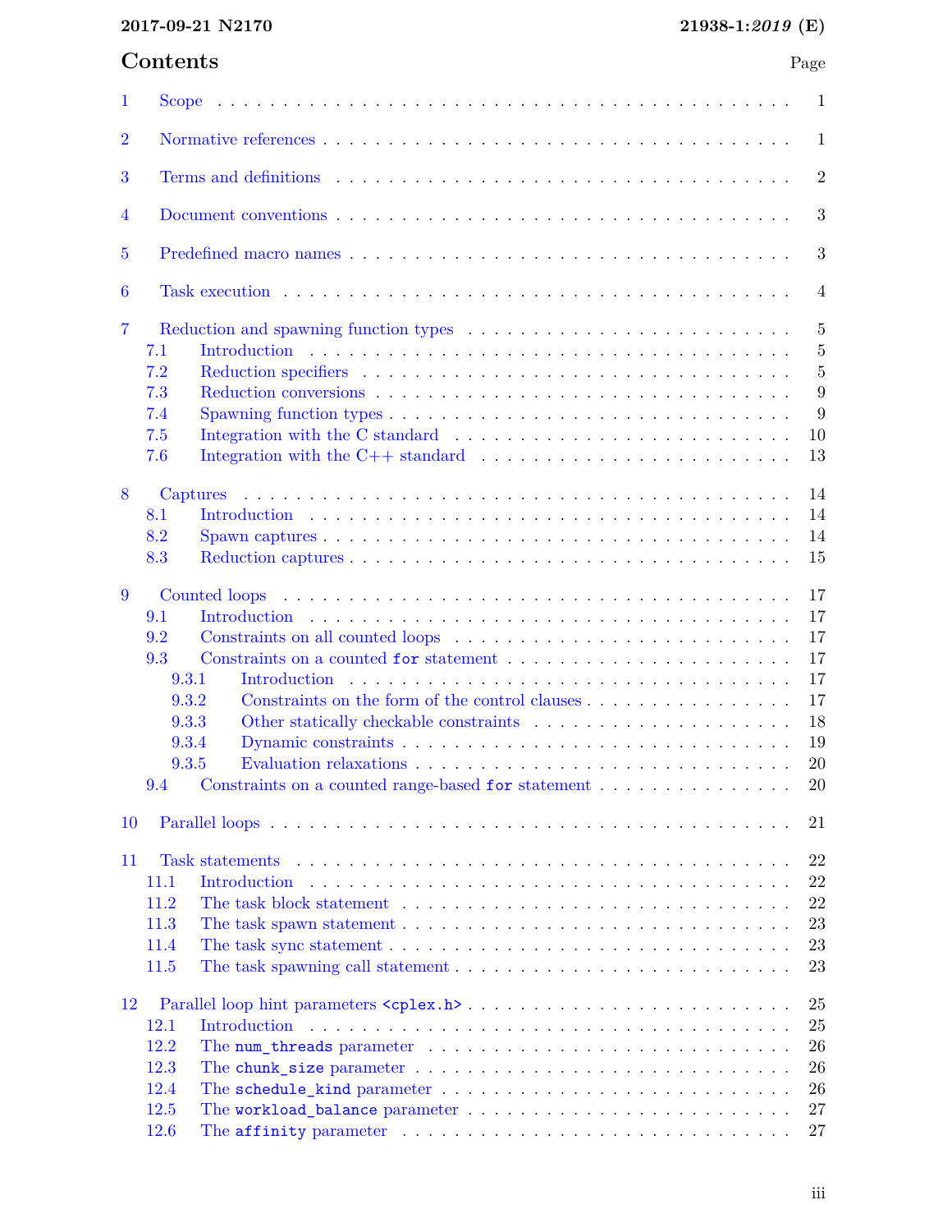## Contents

| | | Page |
|---|---|---|
| 1 | Scope | 1 |
| 2 | Normative references | 1 |
| 3 | Terms and definitions | 2 |
| 4 | Document conventions | 3 |
| 5 | Predefined macro names | 3 |
| 6 | Task execution | 4 |
| 7 | Reduction and spawning function types | 5 |
| 7.1 | Introduction | 5 |
| 7.2 | Reduction specifiers | 5 |
| 7.3 | Reduction conversions | 9 |
| 7.4 | Spawning function types | 9 |
| 7.5 | Integration with the C standard | 10 |
| 7.6 | Integration with the C++ standard | 13 |
| 8 | Captures | 14 |
| 8.1 | Introduction | 14 |
| 8.2 | Spawn captures | 14 |
| 8.3 | Reduction captures | 15 |
| 9 | Counted loops | 17 |
| 9.1 | Introduction | 17 |
| 9.2 | Constraints on all counted loops | 17 |
| 9.3 | Constraints on a counted `for` statement | 17 |
| 9.3.1 | Introduction | 17 |
| 9.3.2 | Constraints on the form of the control clauses | 17 |
| 9.3.3 | Other statically checkable constraints | 18 |
| 9.3.4 | Dynamic constraints | 19 |
| 9.3.5 | Evaluation relaxations | 20 |
| 9.4 | Constraints on a counted range-based `for` statement | 20 |
| 10 | Parallel loops | 21 |
| 11 | Task statements | 22 |
| 11.1 | Introduction | 22 |
| 11.2 | The task block statement | 22 |
| 11.3 | The task spawn statement | 23 |
| 11.4 | The task sync statement | 23 |
| 11.5 | The task spawning call statement | 23 |
| 12 | Parallel loop hint parameters `<cplex.h>` | 25 |
| 12.1 | Introduction | 25 |
| 12.2 | The `num_threads` parameter | 26 |
| 12.3 | The `chunk_size` parameter | 26 |
| 12.4 | The `schedule_kind` parameter | 26 |
| 12.5 | The `workload_balance` parameter | 27 |
| 12.6 | The `affinity` parameter | 27 |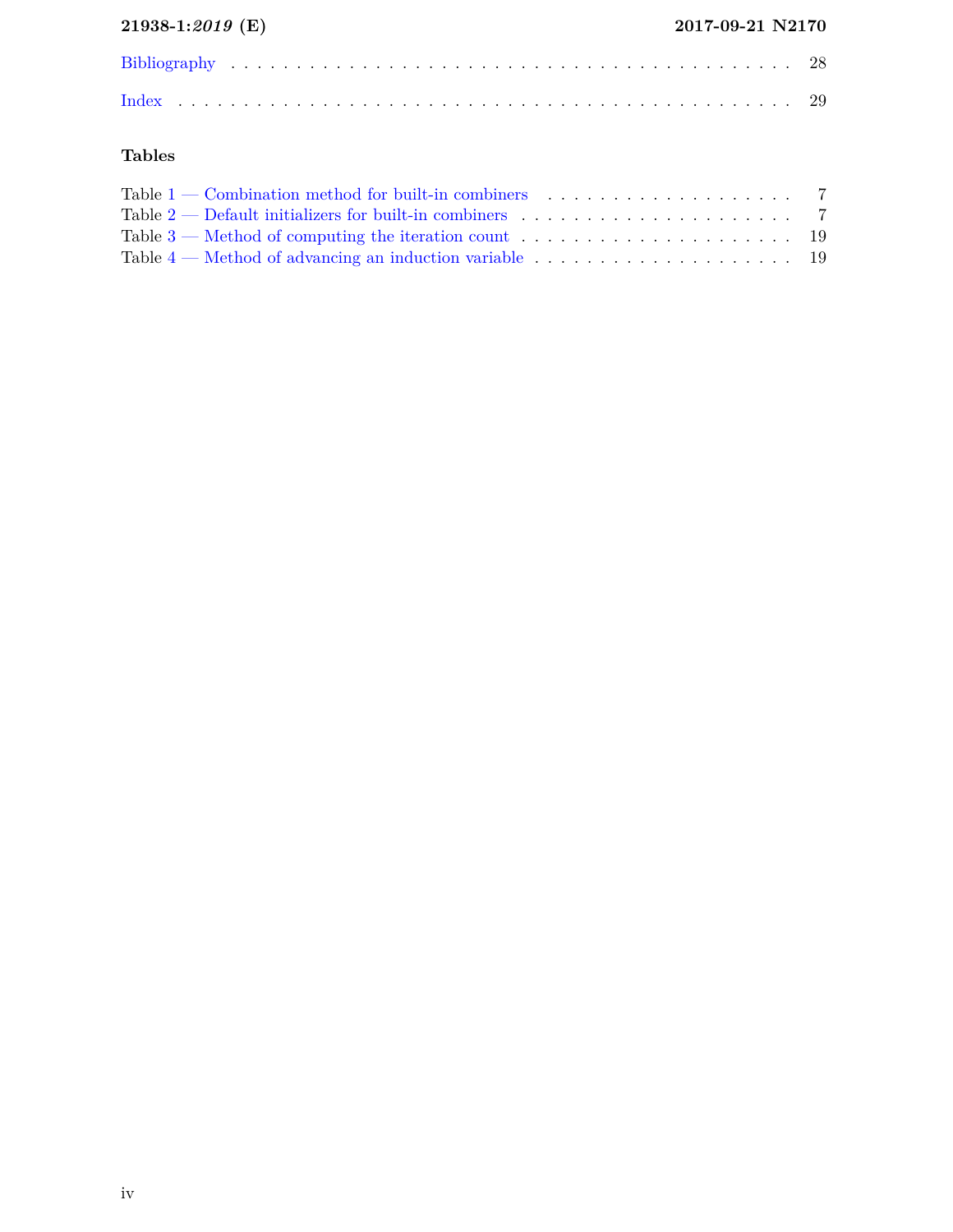Bibliography . . . . . . . . . . . . . . . . . . . . . . . . . . . . . . . . . . . . . . . . . . . . . . 28

Index . . . . . . . . . . . . . . . . . . . . . . . . . . . . . . . . . . . . . . . . . . . . . . . . . 29

### Tables

Table 1 — Combination method for built-in combiners . . . . . . . . . . . . . . . . . . . . 7
Table 2 — Default initializers for built-in combiners . . . . . . . . . . . . . . . . . . . . . 7
Table 3 — Method of computing the iteration count . . . . . . . . . . . . . . . . . . . . . 19
Table 4 — Method of advancing an induction variable . . . . . . . . . . . . . . . . . . . . 19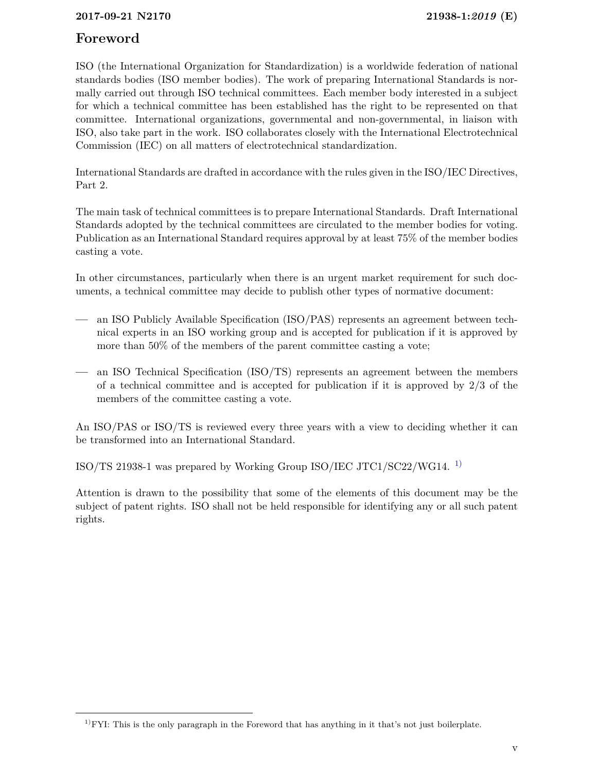# Foreword

ISO (the International Organization for Standardization) is a worldwide federation of national standards bodies (ISO member bodies). The work of preparing International Standards is normally carried out through ISO technical committees. Each member body interested in a subject for which a technical committee has been established has the right to be represented on that committee. International organizations, governmental and non-governmental, in liaison with ISO, also take part in the work. ISO collaborates closely with the International Electrotechnical Commission (IEC) on all matters of electrotechnical standardization.

International Standards are drafted in accordance with the rules given in the ISO/IEC Directives, Part 2.

The main task of technical committees is to prepare International Standards. Draft International Standards adopted by the technical committees are circulated to the member bodies for voting. Publication as an International Standard requires approval by at least 75% of the member bodies casting a vote.

In other circumstances, particularly when there is an urgent market requirement for such documents, a technical committee may decide to publish other types of normative document:

— an ISO Publicly Available Specification (ISO/PAS) represents an agreement between technical experts in an ISO working group and is accepted for publication if it is approved by more than 50% of the members of the parent committee casting a vote;

— an ISO Technical Specification (ISO/TS) represents an agreement between the members of a technical committee and is accepted for publication if it is approved by 2/3 of the members of the committee casting a vote.

An ISO/PAS or ISO/TS is reviewed every three years with a view to deciding whether it can be transformed into an International Standard.

ISO/TS 21938-1 was prepared by Working Group ISO/IEC JTC1/SC22/WG14. [1)]

Attention is drawn to the possibility that some of the elements of this document may be the subject of patent rights. ISO shall not be held responsible for identifying any or all such patent rights.

[1)] FYI: This is the only paragraph in the Foreword that has anything in it that's not just boilerplate.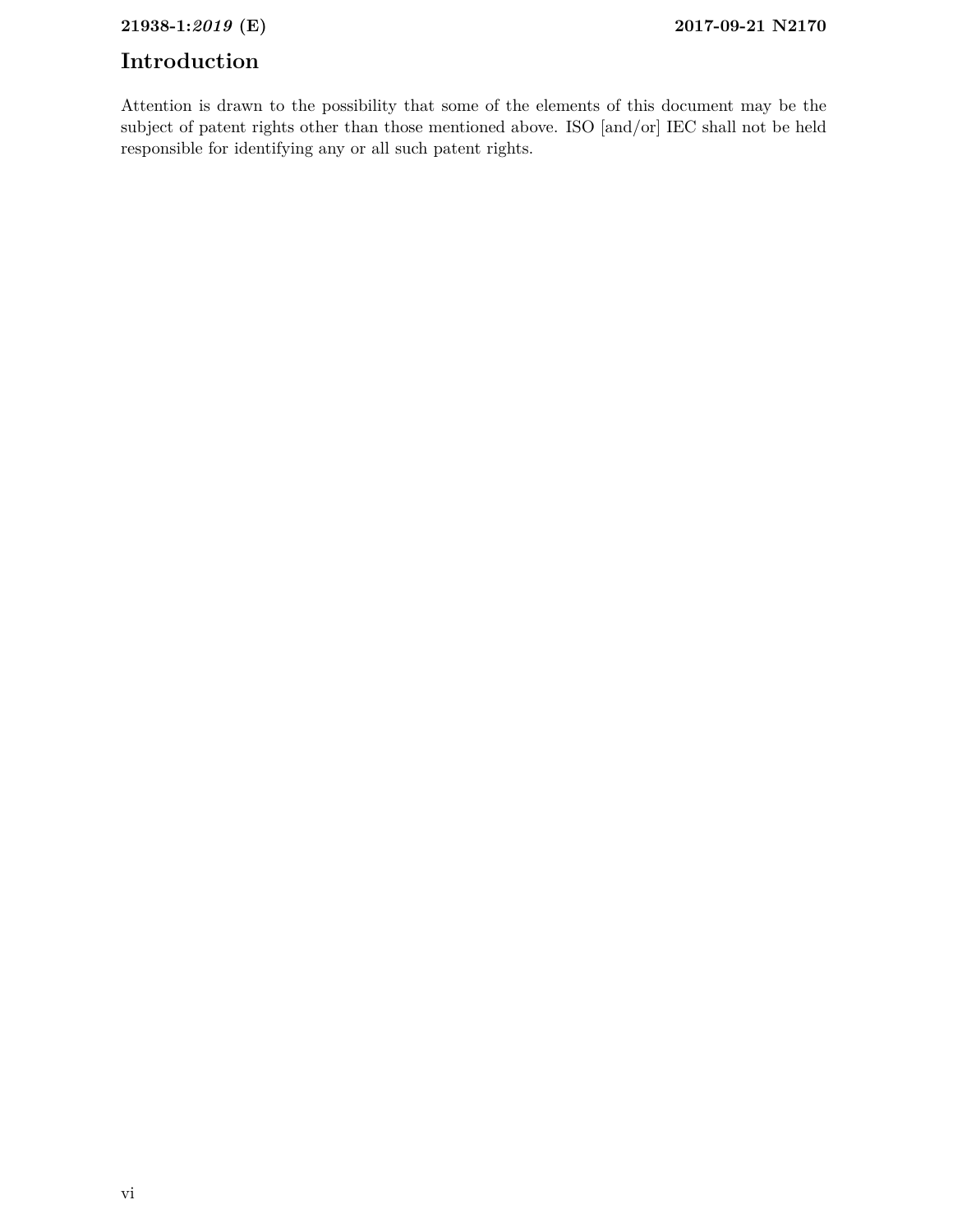# Introduction

Attention is drawn to the possibility that some of the elements of this document may be the subject of patent rights other than those mentioned above. ISO [and/or] IEC shall not be held responsible for identifying any or all such patent rights.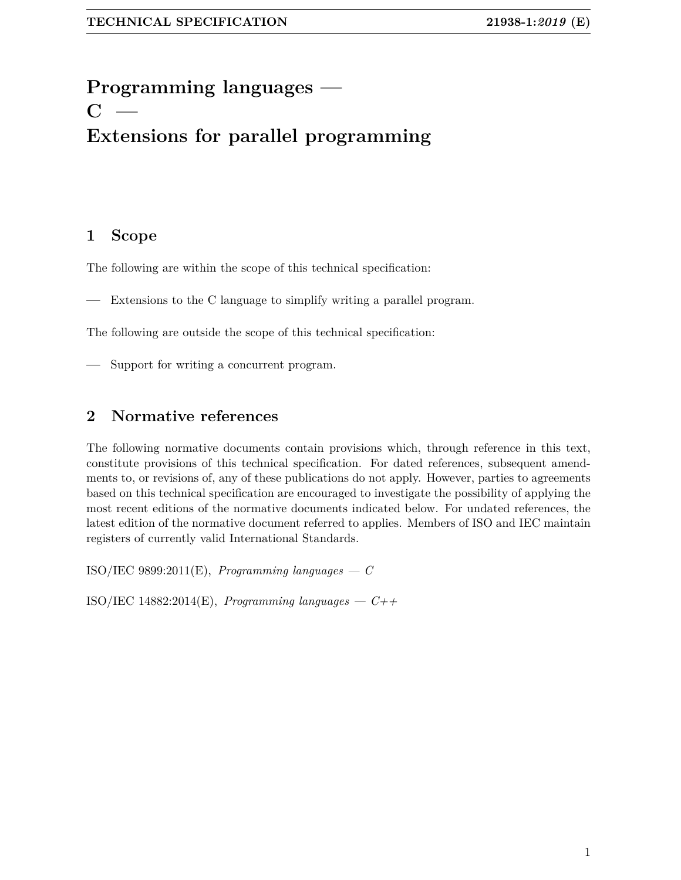# Programming languages — C — Extensions for parallel programming

## 1 Scope

The following are within the scope of this technical specification:

— Extensions to the C language to simplify writing a parallel program.

The following are outside the scope of this technical specification:

— Support for writing a concurrent program.

## 2 Normative references

The following normative documents contain provisions which, through reference in this text, constitute provisions of this technical specification. For dated references, subsequent amendments to, or revisions of, any of these publications do not apply. However, parties to agreements based on this technical specification are encouraged to investigate the possibility of applying the most recent editions of the normative documents indicated below. For undated references, the latest edition of the normative document referred to applies. Members of ISO and IEC maintain registers of currently valid International Standards.

ISO/IEC 9899:2011(E), *Programming languages — C*

ISO/IEC 14882:2014(E), *Programming languages — C++*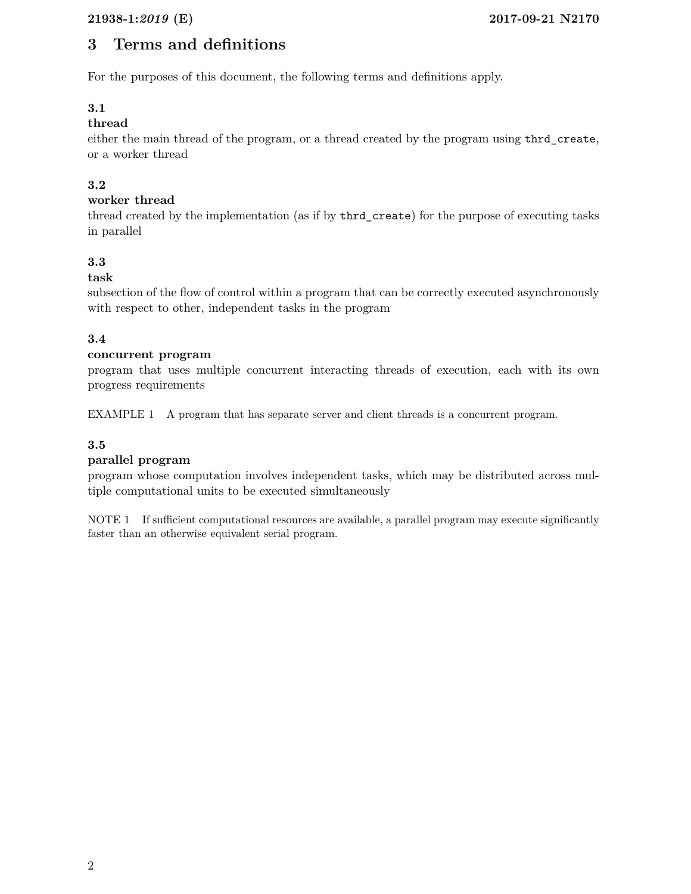# 3 Terms and definitions

For the purposes of this document, the following terms and definitions apply.

**3.1**
**thread**
either the main thread of the program, or a thread created by the program using `thrd_create`, or a worker thread

**3.2**
**worker thread**
thread created by the implementation (as if by `thrd_create`) for the purpose of executing tasks in parallel

**3.3**
**task**
subsection of the flow of control within a program that can be correctly executed asynchronously with respect to other, independent tasks in the program

**3.4**
**concurrent program**
program that uses multiple concurrent interacting threads of execution, each with its own progress requirements

EXAMPLE 1 A program that has separate server and client threads is a concurrent program.

**3.5**
**parallel program**
program whose computation involves independent tasks, which may be distributed across multiple computational units to be executed simultaneously

NOTE 1 If sufficient computational resources are available, a parallel program may execute significantly faster than an otherwise equivalent serial program.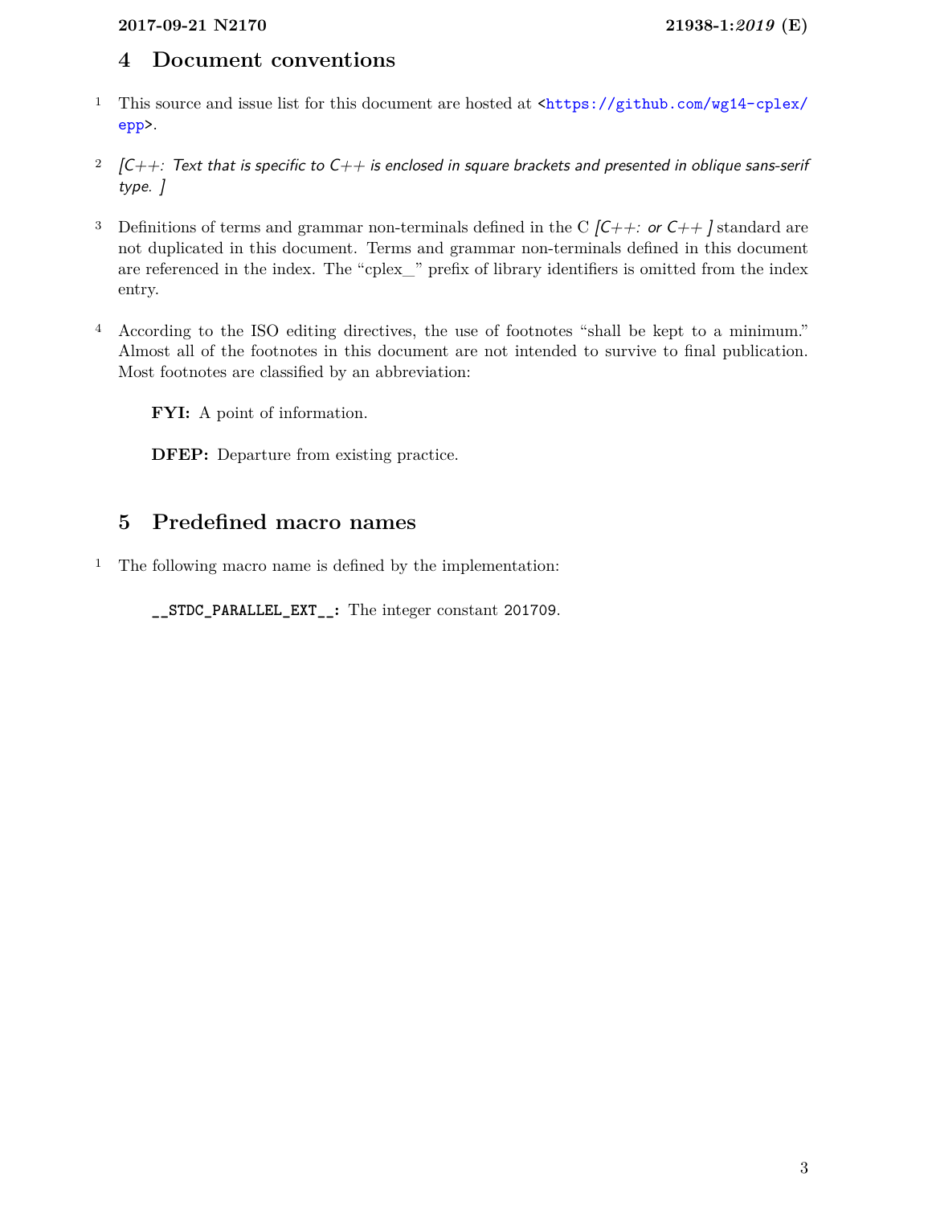# 4 Document conventions

1 This source and issue list for this document are hosted at <https://github.com/wg14-cplex/epp>.

2 *[C++: Text that is specific to C++ is enclosed in square brackets and presented in oblique sans-serif type. ]*

3 Definitions of terms and grammar non-terminals defined in the C *[C++: or C++ ]* standard are not duplicated in this document. Terms and grammar non-terminals defined in this document are referenced in the index. The "cplex_" prefix of library identifiers is omitted from the index entry.

4 According to the ISO editing directives, the use of footnotes "shall be kept to a minimum." Almost all of the footnotes in this document are not intended to survive to final publication. Most footnotes are classified by an abbreviation:

> **FYI:** A point of information.
>
> **DFEP:** Departure from existing practice.

# 5 Predefined macro names

1 The following macro name is defined by the implementation:

> **`__STDC_PARALLEL_EXT__`:** The integer constant `201709`.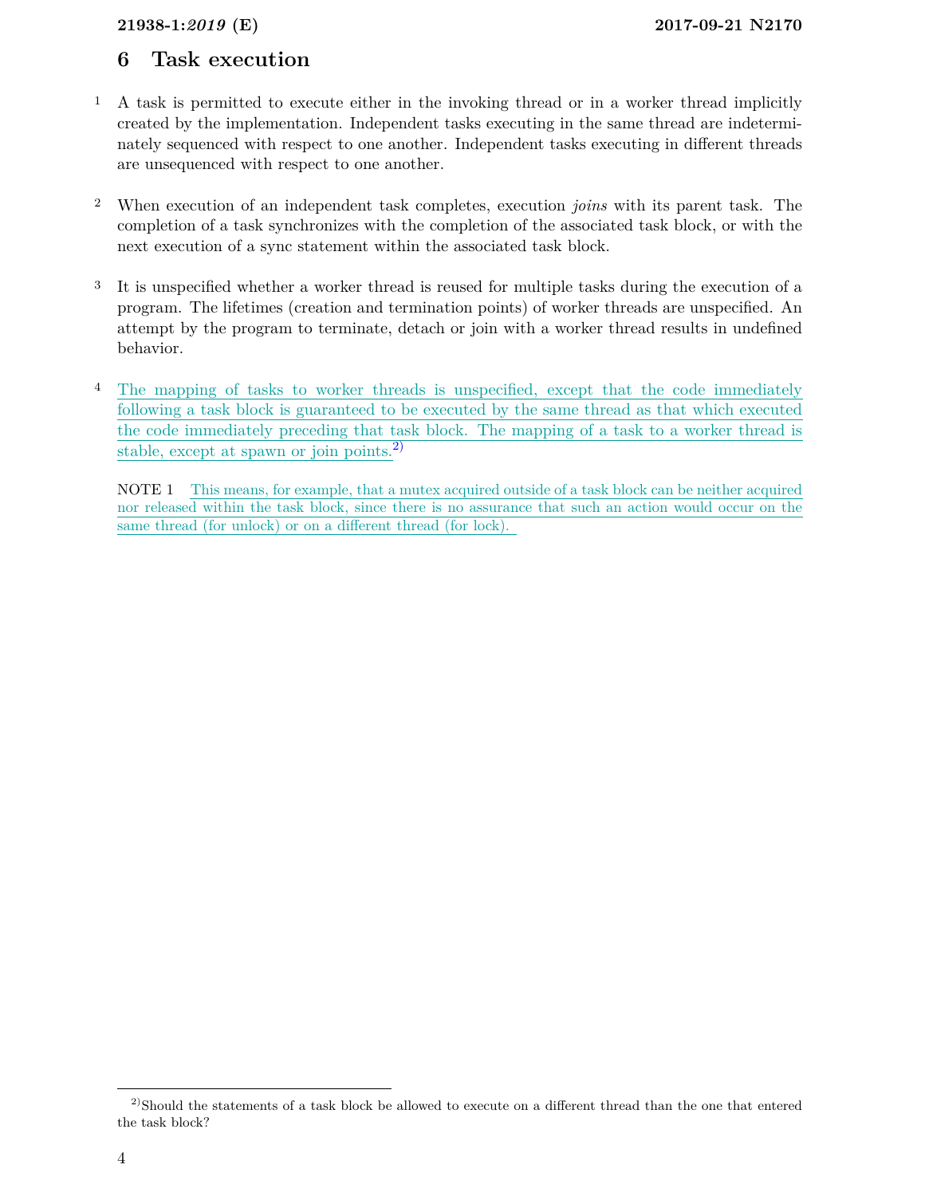# 6 Task execution

1 A task is permitted to execute either in the invoking thread or in a worker thread implicitly created by the implementation. Independent tasks executing in the same thread are indeterminately sequenced with respect to one another. Independent tasks executing in different threads are unsequenced with respect to one another.

2 When execution of an independent task completes, execution *joins* with its parent task. The completion of a task synchronizes with the completion of the associated task block, or with the next execution of a sync statement within the associated task block.

3 It is unspecified whether a worker thread is reused for multiple tasks during the execution of a program. The lifetimes (creation and termination points) of worker threads are unspecified. An attempt by the program to terminate, detach or join with a worker thread results in undefined behavior.

4 The mapping of tasks to worker threads is unspecified, except that the code immediately following a task block is guaranteed to be executed by the same thread as that which executed the code immediately preceding that task block. The mapping of a task to a worker thread is stable, except at spawn or join points.[2)]

NOTE 1 This means, for example, that a mutex acquired outside of a task block can be neither acquired nor released within the task block, since there is no assurance that such an action would occur on the same thread (for unlock) or on a different thread (for lock).

---

[2)] Should the statements of a task block be allowed to execute on a different thread than the one that entered the task block?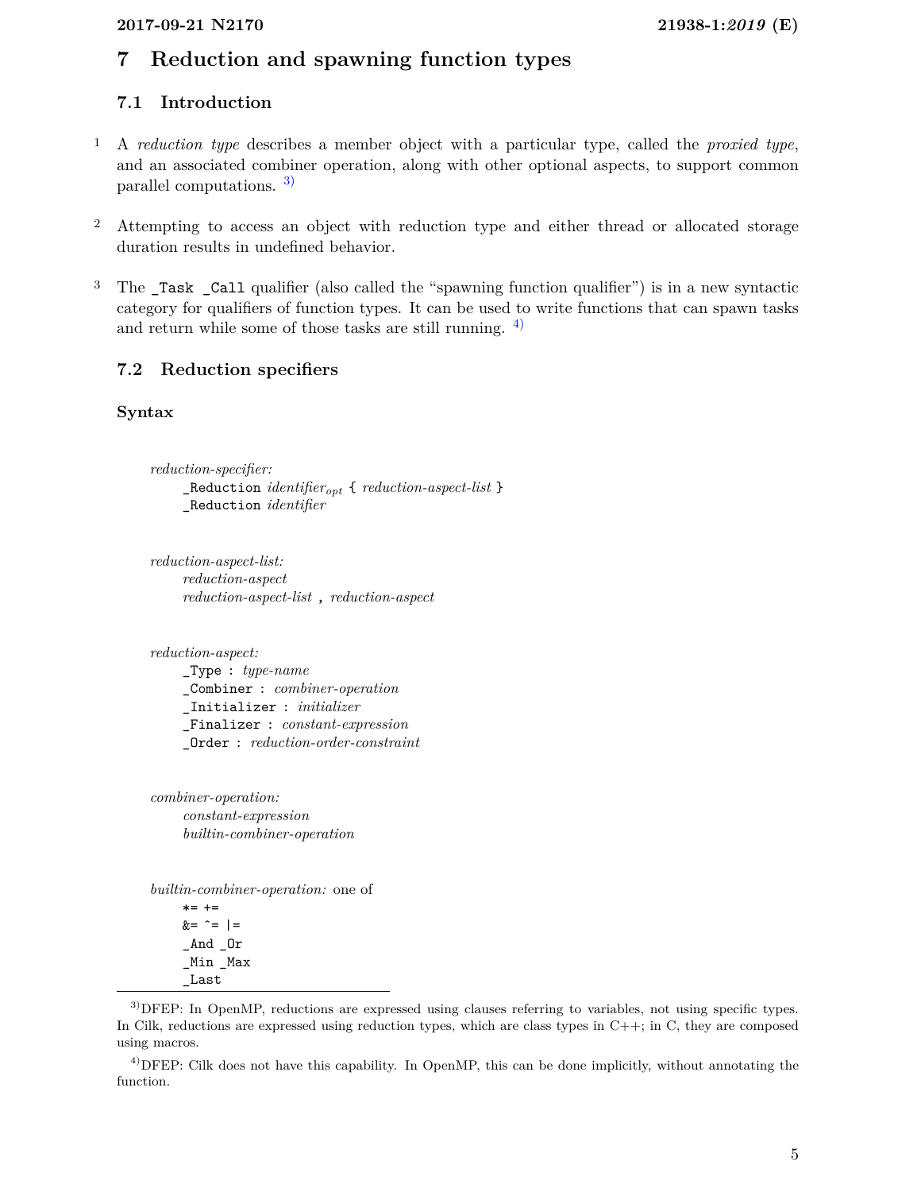# 7 Reduction and spawning function types

## 7.1 Introduction

1 A *reduction type* describes a member object with a particular type, called the *proxied type*, and an associated combiner operation, along with other optional aspects, to support common parallel computations. [3)]

2 Attempting to access an object with reduction type and either thread or allocated storage duration results in undefined behavior.

3 The `_Task _Call` qualifier (also called the "spawning function qualifier") is in a new syntactic category for qualifiers of function types. It can be used to write functions that can spawn tasks and return while some of those tasks are still running. [4)]

## 7.2 Reduction specifiers

### Syntax

*reduction-specifier:*
  `_Reduction` *identifier*$_{opt}$ `{` *reduction-aspect-list* `}`
  `_Reduction` *identifier*

*reduction-aspect-list:*
  *reduction-aspect*
  *reduction-aspect-list* `,` *reduction-aspect*

*reduction-aspect:*
  `_Type :` *type-name*
  `_Combiner :` *combiner-operation*
  `_Initializer :` *initializer*
  `_Finalizer :` *constant-expression*
  `_Order :` *reduction-order-constraint*

*combiner-operation:*
  *constant-expression*
  *builtin-combiner-operation*

*builtin-combiner-operation:* one of
  `*= +=`
  `&= ^= |=`
  `_And _Or`
  `_Min _Max`
  `_Last`

---

3) DFEP: In OpenMP, reductions are expressed using clauses referring to variables, not using specific types. In Cilk, reductions are expressed using reduction types, which are class types in C++; in C, they are composed using macros.

4) DFEP: Cilk does not have this capability. In OpenMP, this can be done implicitly, without annotating the function.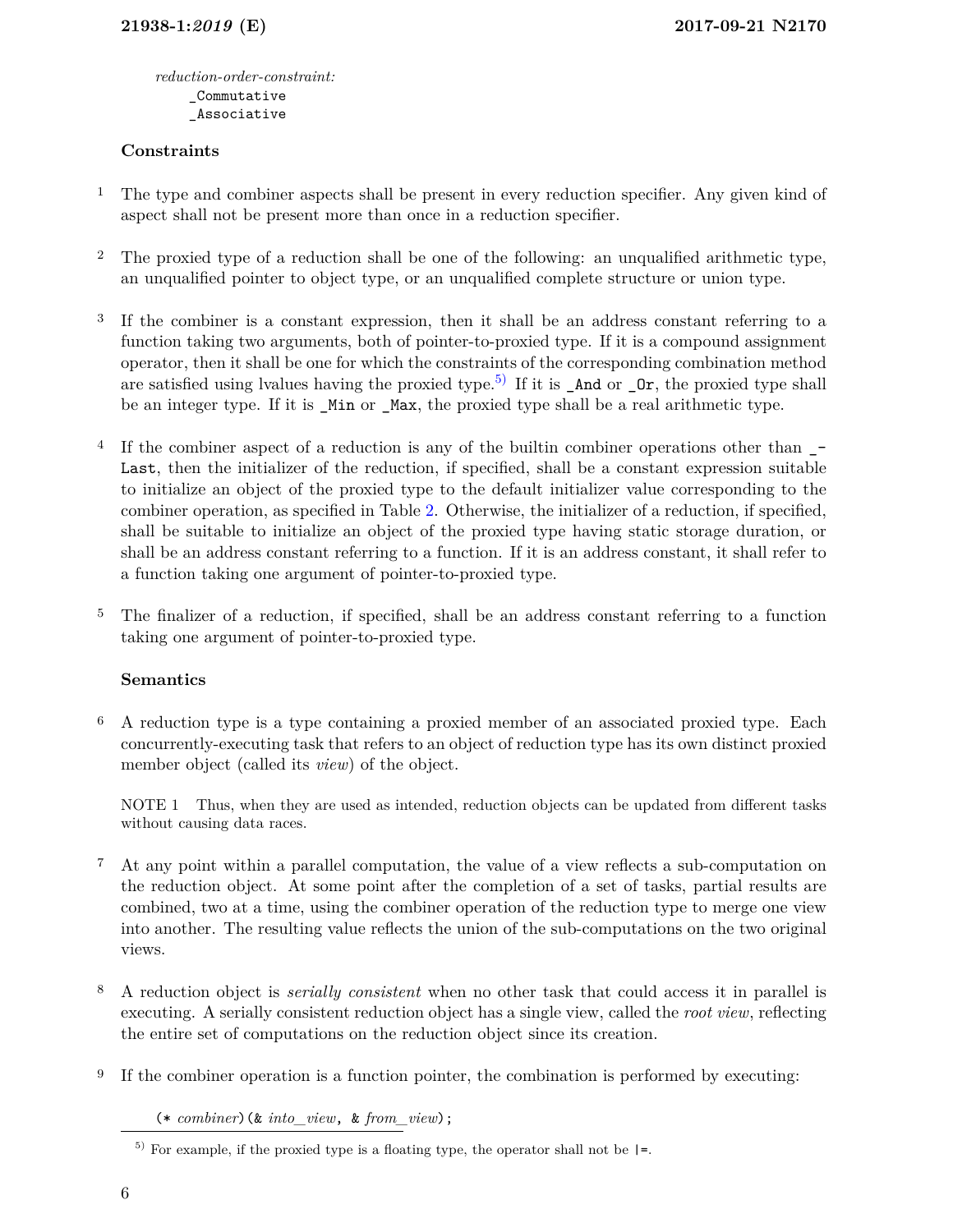*reduction-order-constraint:*
```
    _Commutative
    _Associative
```

### Constraints

1 The type and combiner aspects shall be present in every reduction specifier. Any given kind of aspect shall not be present more than once in a reduction specifier.

2 The proxied type of a reduction shall be one of the following: an unqualified arithmetic type, an unqualified pointer to object type, or an unqualified complete structure or union type.

3 If the combiner is a constant expression, then it shall be an address constant referring to a function taking two arguments, both of pointer-to-proxied type. If it is a compound assignment operator, then it shall be one for which the constraints of the corresponding combination method are satisfied using lvalues having the proxied type.[5] If it is `_And` or `_Or`, the proxied type shall be an integer type. If it is `_Min` or `_Max`, the proxied type shall be a real arithmetic type.

4 If the combiner aspect of a reduction is any of the builtin combiner operations other than `_Last`, then the initializer of the reduction, if specified, shall be a constant expression suitable to initialize an object of the proxied type to the default initializer value corresponding to the combiner operation, as specified in Table 2. Otherwise, the initializer of a reduction, if specified, shall be suitable to initialize an object of the proxied type having static storage duration, or shall be an address constant referring to a function. If it is an address constant, it shall refer to a function taking one argument of pointer-to-proxied type.

5 The finalizer of a reduction, if specified, shall be an address constant referring to a function taking one argument of pointer-to-proxied type.

### Semantics

6 A reduction type is a type containing a proxied member of an associated proxied type. Each concurrently-executing task that refers to an object of reduction type has its own distinct proxied member object (called its *view*) of the object.

NOTE 1 Thus, when they are used as intended, reduction objects can be updated from different tasks without causing data races.

7 At any point within a parallel computation, the value of a view reflects a sub-computation on the reduction object. At some point after the completion of a set of tasks, partial results are combined, two at a time, using the combiner operation of the reduction type to merge one view into another. The resulting value reflects the union of the sub-computations on the two original views.

8 A reduction object is *serially consistent* when no other task that could access it in parallel is executing. A serially consistent reduction object has a single view, called the *root view*, reflecting the entire set of computations on the reduction object since its creation.

9 If the combiner operation is a function pointer, the combination is performed by executing:

```
(* combiner)(& into_view, & from_view);
```

[5] For example, if the proxied type is a floating type, the operator shall not be `|=`.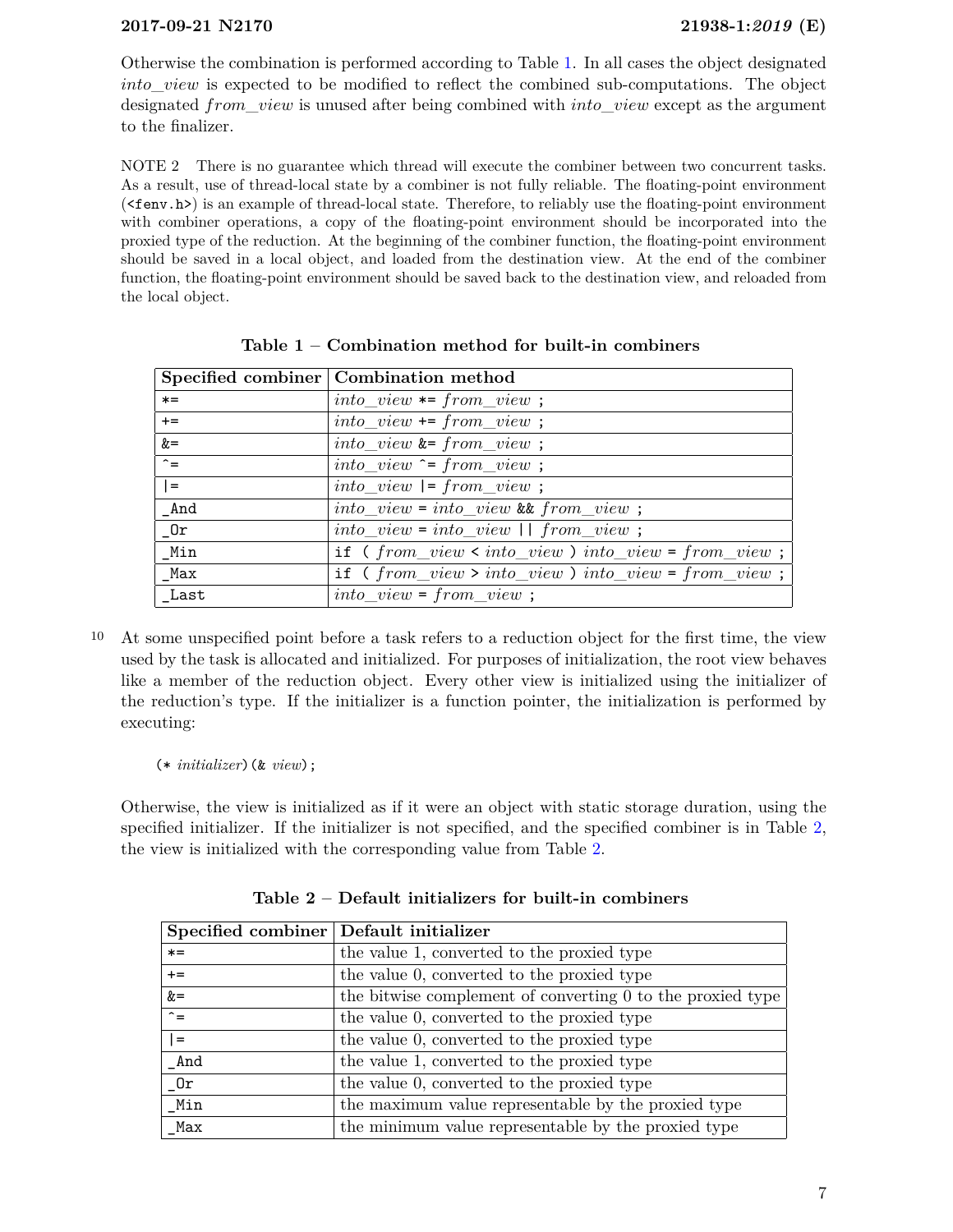Otherwise the combination is performed according to Table 1. In all cases the object designated *into_view* is expected to be modified to reflect the combined sub-computations. The object designated *from_view* is unused after being combined with *into_view* except as the argument to the finalizer.

NOTE 2 There is no guarantee which thread will execute the combiner between two concurrent tasks. As a result, use of thread-local state by a combiner is not fully reliable. The floating-point environment (`<fenv.h>`) is an example of thread-local state. Therefore, to reliably use the floating-point environment with combiner operations, a copy of the floating-point environment should be incorporated into the proxied type of the reduction. At the beginning of the combiner function, the floating-point environment should be saved in a local object, and loaded from the destination view. At the end of the combiner function, the floating-point environment should be saved back to the destination view, and reloaded from the local object.

**Table 1 – Combination method for built-in combiners**

| Specified combiner | Combination method |
|---|---|
| `*=` | *into_view* `*=` *from_view* `;` |
| `+=` | *into_view* `+=` *from_view* `;` |
| `&=` | *into_view* `&=` *from_view* `;` |
| `^=` | *into_view* `^=` *from_view* `;` |
| `\|=` | *into_view* `\|=` *from_view* `;` |
| `_And` | *into_view* `=` *into_view* `&&` *from_view* `;` |
| `_Or` | *into_view* `=` *into_view* `\|\|` *from_view* `;` |
| `_Min` | `if (` *from_view* `<` *into_view* `)` *into_view* `=` *from_view* `;` |
| `_Max` | `if (` *from_view* `>` *into_view* `)` *into_view* `=` *from_view* `;` |
| `_Last` | *into_view* `=` *from_view* `;` |

10 At some unspecified point before a task refers to a reduction object for the first time, the view used by the task is allocated and initialized. For purposes of initialization, the root view behaves like a member of the reduction object. Every other view is initialized using the initializer of the reduction's type. If the initializer is a function pointer, the initialization is performed by executing:

```
(* initializer)(& view);
```

Otherwise, the view is initialized as if it were an object with static storage duration, using the specified initializer. If the initializer is not specified, and the specified combiner is in Table 2, the view is initialized with the corresponding value from Table 2.

**Table 2 – Default initializers for built-in combiners**

| Specified combiner | Default initializer |
|---|---|
| `*=` | the value 1, converted to the proxied type |
| `+=` | the value 0, converted to the proxied type |
| `&=` | the bitwise complement of converting 0 to the proxied type |
| `^=` | the value 0, converted to the proxied type |
| `\|=` | the value 0, converted to the proxied type |
| `_And` | the value 1, converted to the proxied type |
| `_Or` | the value 0, converted to the proxied type |
| `_Min` | the maximum value representable by the proxied type |
| `_Max` | the minimum value representable by the proxied type |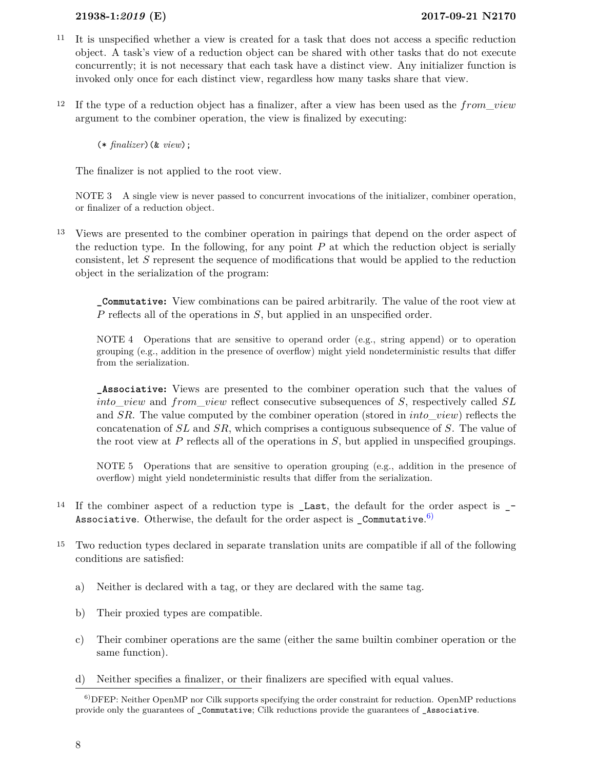11 It is unspecified whether a view is created for a task that does not access a specific reduction object. A task's view of a reduction object can be shared with other tasks that do not execute concurrently; it is not necessary that each task have a distinct view. Any initializer function is invoked only once for each distinct view, regardless how many tasks share that view.

12 If the type of a reduction object has a finalizer, after a view has been used as the *from_view* argument to the combiner operation, the view is finalized by executing:

```
(* finalizer)(& view);
```

The finalizer is not applied to the root view.

NOTE 3 A single view is never passed to concurrent invocations of the initializer, combiner operation, or finalizer of a reduction object.

13 Views are presented to the combiner operation in pairings that depend on the order aspect of the reduction type. In the following, for any point $P$ at which the reduction object is serially consistent, let $S$ represent the sequence of modifications that would be applied to the reduction object in the serialization of the program:

> **`_Commutative`:** View combinations can be paired arbitrarily. The value of the root view at $P$ reflects all of the operations in $S$, but applied in an unspecified order.
>
> NOTE 4 Operations that are sensitive to operand order (e.g., string append) or to operation grouping (e.g., addition in the presence of overflow) might yield nondeterministic results that differ from the serialization.
>
> **`_Associative`:** Views are presented to the combiner operation such that the values of *into_view* and *from_view* reflect consecutive subsequences of $S$, respectively called $SL$ and $SR$. The value computed by the combiner operation (stored in *into_view*) reflects the concatenation of $SL$ and $SR$, which comprises a contiguous subsequence of $S$. The value of the root view at $P$ reflects all of the operations in $S$, but applied in unspecified groupings.
>
> NOTE 5 Operations that are sensitive to operation grouping (e.g., addition in the presence of overflow) might yield nondeterministic results that differ from the serialization.

14 If the combiner aspect of a reduction type is `_Last`, the default for the order aspect is `_Associative`. Otherwise, the default for the order aspect is `_Commutative`.[6]

15 Two reduction types declared in separate translation units are compatible if all of the following conditions are satisfied:

a) Neither is declared with a tag, or they are declared with the same tag.

b) Their proxied types are compatible.

c) Their combiner operations are the same (either the same builtin combiner operation or the same function).

d) Neither specifies a finalizer, or their finalizers are specified with equal values.

[6] DFEP: Neither OpenMP nor Cilk supports specifying the order constraint for reduction. OpenMP reductions provide only the guarantees of `_Commutative`; Cilk reductions provide the guarantees of `_Associative`.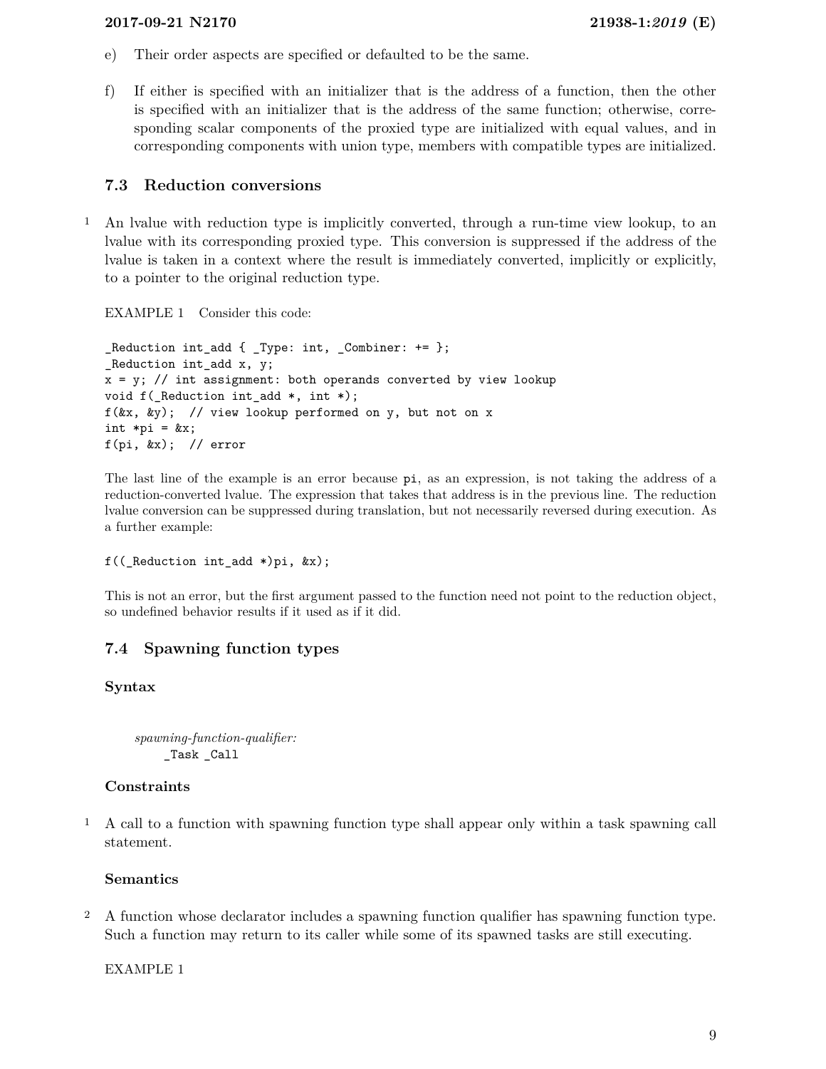e) Their order aspects are specified or defaulted to be the same.

f) If either is specified with an initializer that is the address of a function, then the other is specified with an initializer that is the address of the same function; otherwise, corresponding scalar components of the proxied type are initialized with equal values, and in corresponding components with union type, members with compatible types are initialized.

## 7.3 Reduction conversions

1 An lvalue with reduction type is implicitly converted, through a run-time view lookup, to an lvalue with its corresponding proxied type. This conversion is suppressed if the address of the lvalue is taken in a context where the result is immediately converted, implicitly or explicitly, to a pointer to the original reduction type.

EXAMPLE 1 Consider this code:

```
_Reduction int_add { _Type: int, _Combiner: += };
_Reduction int_add x, y;
x = y; // int assignment: both operands converted by view lookup
void f(_Reduction int_add *, int *);
f(&x, &y);  // view lookup performed on y, but not on x
int *pi = &x;
f(pi, &x);  // error
```

The last line of the example is an error because `pi`, as an expression, is not taking the address of a reduction-converted lvalue. The expression that takes that address is in the previous line. The reduction lvalue conversion can be suppressed during translation, but not necessarily reversed during execution. As a further example:

```
f((_Reduction int_add *)pi, &x);
```

This is not an error, but the first argument passed to the function need not point to the reduction object, so undefined behavior results if it used as if it did.

## 7.4 Spawning function types

### Syntax

*spawning-function-qualifier:*
`_Task _Call`

### Constraints

1 A call to a function with spawning function type shall appear only within a task spawning call statement.

### Semantics

2 A function whose declarator includes a spawning function qualifier has spawning function type. Such a function may return to its caller while some of its spawned tasks are still executing.

EXAMPLE 1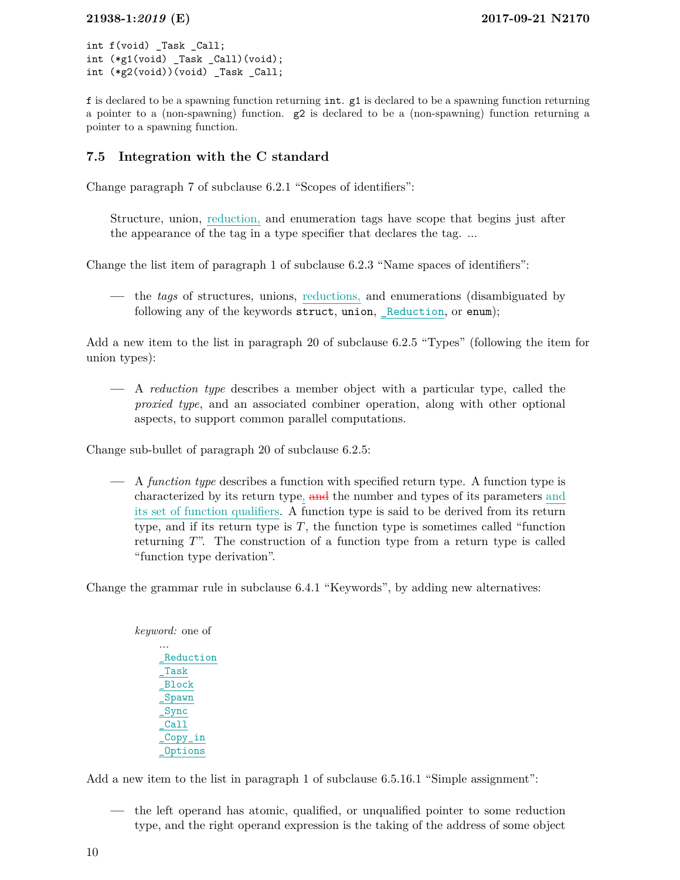```
int f(void) _Task _Call;
int (*g1(void) _Task _Call)(void);
int (*g2(void))(void) _Task _Call;
```

f is declared to be a spawning function returning int. g1 is declared to be a spawning function returning a pointer to a (non-spawning) function. g2 is declared to be a (non-spawning) function returning a pointer to a spawning function.

## 7.5 Integration with the C standard

Change paragraph 7 of subclause 6.2.1 "Scopes of identifiers":

> Structure, union, reduction, and enumeration tags have scope that begins just after the appearance of the tag in a type specifier that declares the tag. ...

Change the list item of paragraph 1 of subclause 6.2.3 "Name spaces of identifiers":

> — the *tags* of structures, unions, reductions, and enumerations (disambiguated by following any of the keywords `struct`, `union`, `_Reduction`, or `enum`);

Add a new item to the list in paragraph 20 of subclause 6.2.5 "Types" (following the item for union types):

> — A *reduction type* describes a member object with a particular type, called the *proxied type*, and an associated combiner operation, along with other optional aspects, to support common parallel computations.

Change sub-bullet of paragraph 20 of subclause 6.2.5:

> — A *function type* describes a function with specified return type. A function type is characterized by its return type, ~~and~~ the number and types of its parameters and its set of function qualifiers. A function type is said to be derived from its return type, and if its return type is $T$, the function type is sometimes called "function returning $T$". The construction of a function type from a return type is called "function type derivation".

Change the grammar rule in subclause 6.4.1 "Keywords", by adding new alternatives:

> *keyword:* one of
> ...
> `_Reduction`
> `_Task`
> `_Block`
> `_Spawn`
> `_Sync`
> `_Call`
> `_Copy_in`
> `_Options`

Add a new item to the list in paragraph 1 of subclause 6.5.16.1 "Simple assignment":

> — the left operand has atomic, qualified, or unqualified pointer to some reduction type, and the right operand expression is the taking of the address of some object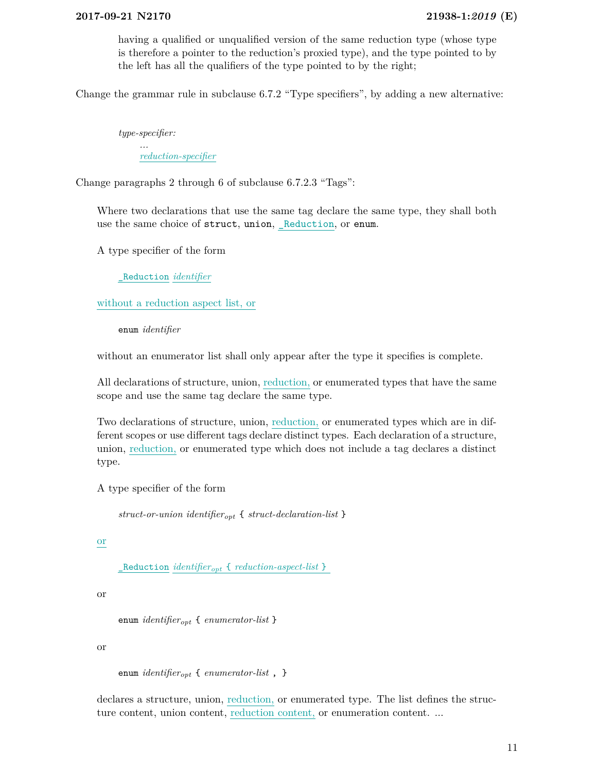having a qualified or unqualified version of the same reduction type (whose type is therefore a pointer to the reduction's proxied type), and the type pointed to by the left has all the qualifiers of the type pointed to by the right;

Change the grammar rule in subclause 6.7.2 "Type specifiers", by adding a new alternative:

> *type-specifier:*
> ...
> *reduction-specifier*

Change paragraphs 2 through 6 of subclause 6.7.2.3 "Tags":

> Where two declarations that use the same tag declare the same type, they shall both use the same choice of `struct`, `union`, `_Reduction`, or `enum`.
>
> A type specifier of the form
>
> `_Reduction` *identifier*
>
> without a reduction aspect list, or
>
> `enum` *identifier*
>
> without an enumerator list shall only appear after the type it specifies is complete.
>
> All declarations of structure, union, reduction, or enumerated types that have the same scope and use the same tag declare the same type.
>
> Two declarations of structure, union, reduction, or enumerated types which are in different scopes or use different tags declare distinct types. Each declaration of a structure, union, reduction, or enumerated type which does not include a tag declares a distinct type.
>
> A type specifier of the form
>
> *struct-or-union identifier*$_{opt}$ `{` *struct-declaration-list* `}`
>
> or
>
> `_Reduction` *identifier*$_{opt}$ `{` *reduction-aspect-list* `}`
>
> or
>
> `enum` *identifier*$_{opt}$ `{` *enumerator-list* `}`
>
> or
>
> `enum` *identifier*$_{opt}$ `{` *enumerator-list* `, }`
>
> declares a structure, union, reduction, or enumerated type. The list defines the structure content, union content, reduction content, or enumeration content. ...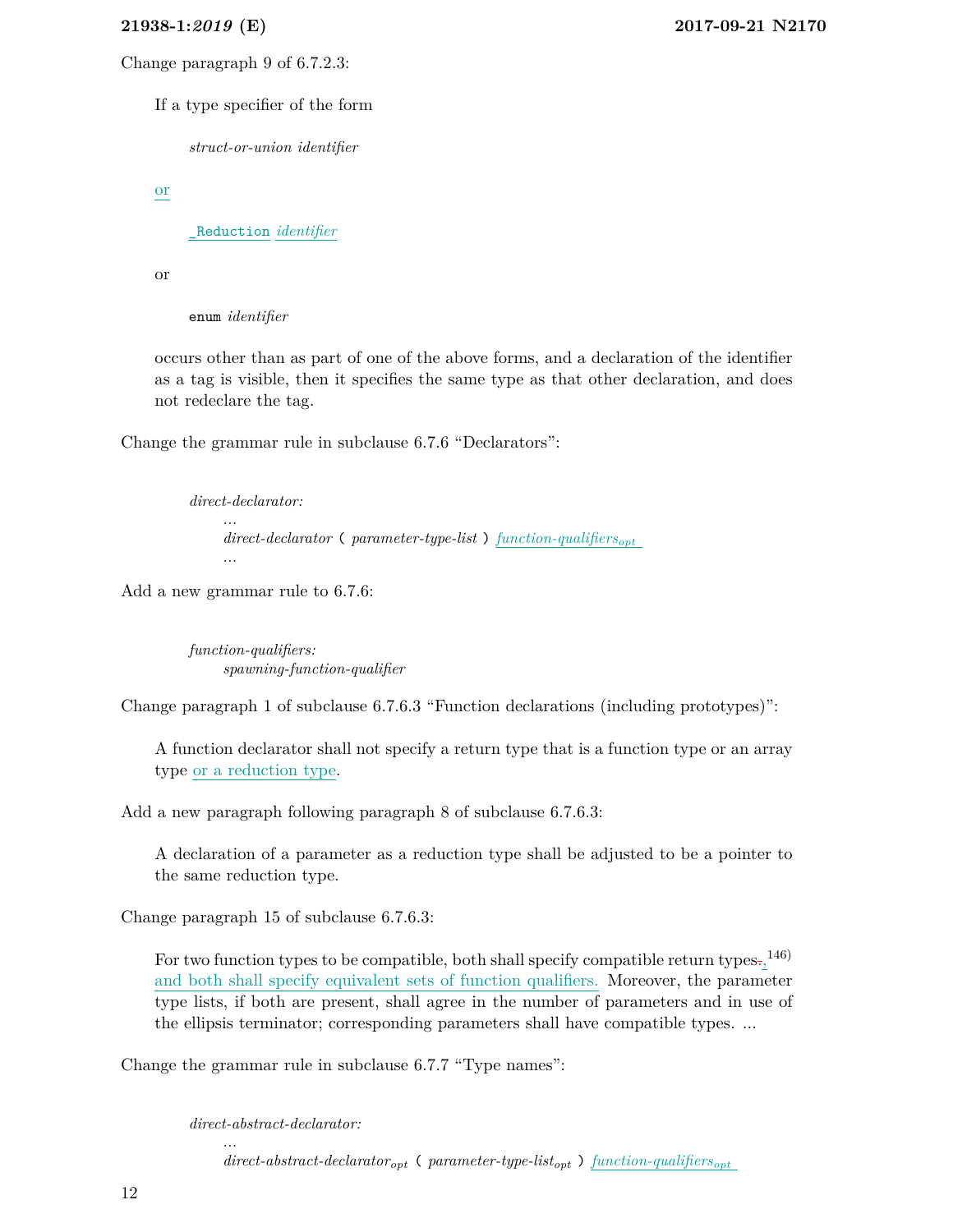Change paragraph 9 of 6.7.2.3:

> If a type specifier of the form
>
> > *struct-or-union identifier*
>
> or
>
> > `_Reduction` *identifier*
>
> or
>
> > `enum` *identifier*
>
> occurs other than as part of one of the above forms, and a declaration of the identifier as a tag is visible, then it specifies the same type as that other declaration, and does not redeclare the tag.

Change the grammar rule in subclause 6.7.6 “Declarators”:

> *direct-declarator:*
> &nbsp;&nbsp;&nbsp;&nbsp;...
> &nbsp;&nbsp;&nbsp;&nbsp;*direct-declarator* `(` *parameter-type-list* `)` *function-qualifiers$_{opt}$*
> &nbsp;&nbsp;&nbsp;&nbsp;...

Add a new grammar rule to 6.7.6:

> *function-qualifiers:*
> &nbsp;&nbsp;&nbsp;&nbsp;*spawning-function-qualifier*

Change paragraph 1 of subclause 6.7.6.3 “Function declarations (including prototypes)”:

> A function declarator shall not specify a return type that is a function type or an array type or a reduction type.

Add a new paragraph following paragraph 8 of subclause 6.7.6.3:

> A declaration of a parameter as a reduction type shall be adjusted to be a pointer to the same reduction type.

Change paragraph 15 of subclause 6.7.6.3:

> For two function types to be compatible, both shall specify compatible return types,[146] and both shall specify equivalent sets of function qualifiers. Moreover, the parameter type lists, if both are present, shall agree in the number of parameters and in use of the ellipsis terminator; corresponding parameters shall have compatible types. ...

Change the grammar rule in subclause 6.7.7 “Type names”:

> *direct-abstract-declarator:*
> &nbsp;&nbsp;&nbsp;&nbsp;...
> &nbsp;&nbsp;&nbsp;&nbsp;*direct-abstract-declarator$_{opt}$* `(` *parameter-type-list$_{opt}$* `)` *function-qualifiers$_{opt}$*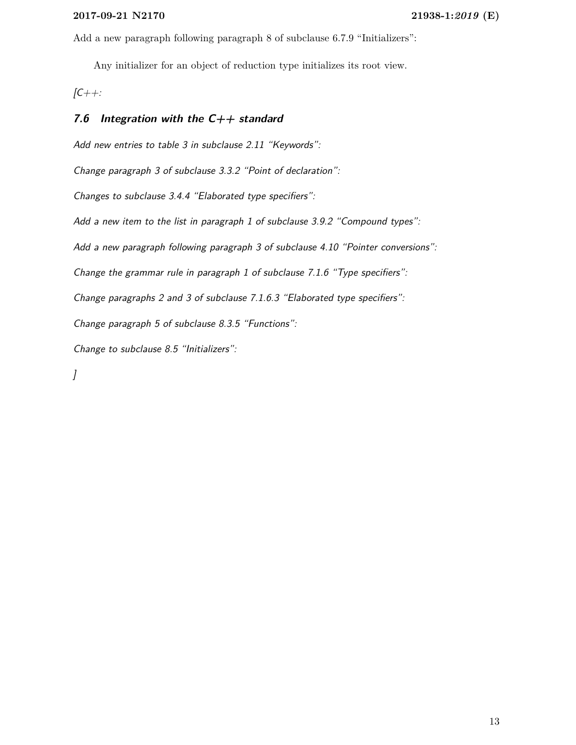Add a new paragraph following paragraph 8 of subclause 6.7.9 "Initializers":

> Any initializer for an object of reduction type initializes its root view.

*[C++:*

### *7.6 Integration with the C++ standard*

*Add new entries to table 3 in subclause 2.11 "Keywords":*

*Change paragraph 3 of subclause 3.3.2 "Point of declaration":*

*Changes to subclause 3.4.4 "Elaborated type specifiers":*

*Add a new item to the list in paragraph 1 of subclause 3.9.2 "Compound types":*

*Add a new paragraph following paragraph 3 of subclause 4.10 "Pointer conversions":*

*Change the grammar rule in paragraph 1 of subclause 7.1.6 "Type specifiers":*

*Change paragraphs 2 and 3 of subclause 7.1.6.3 "Elaborated type specifiers":*

*Change paragraph 5 of subclause 8.3.5 "Functions":*

*Change to subclause 8.5 "Initializers":*

*]*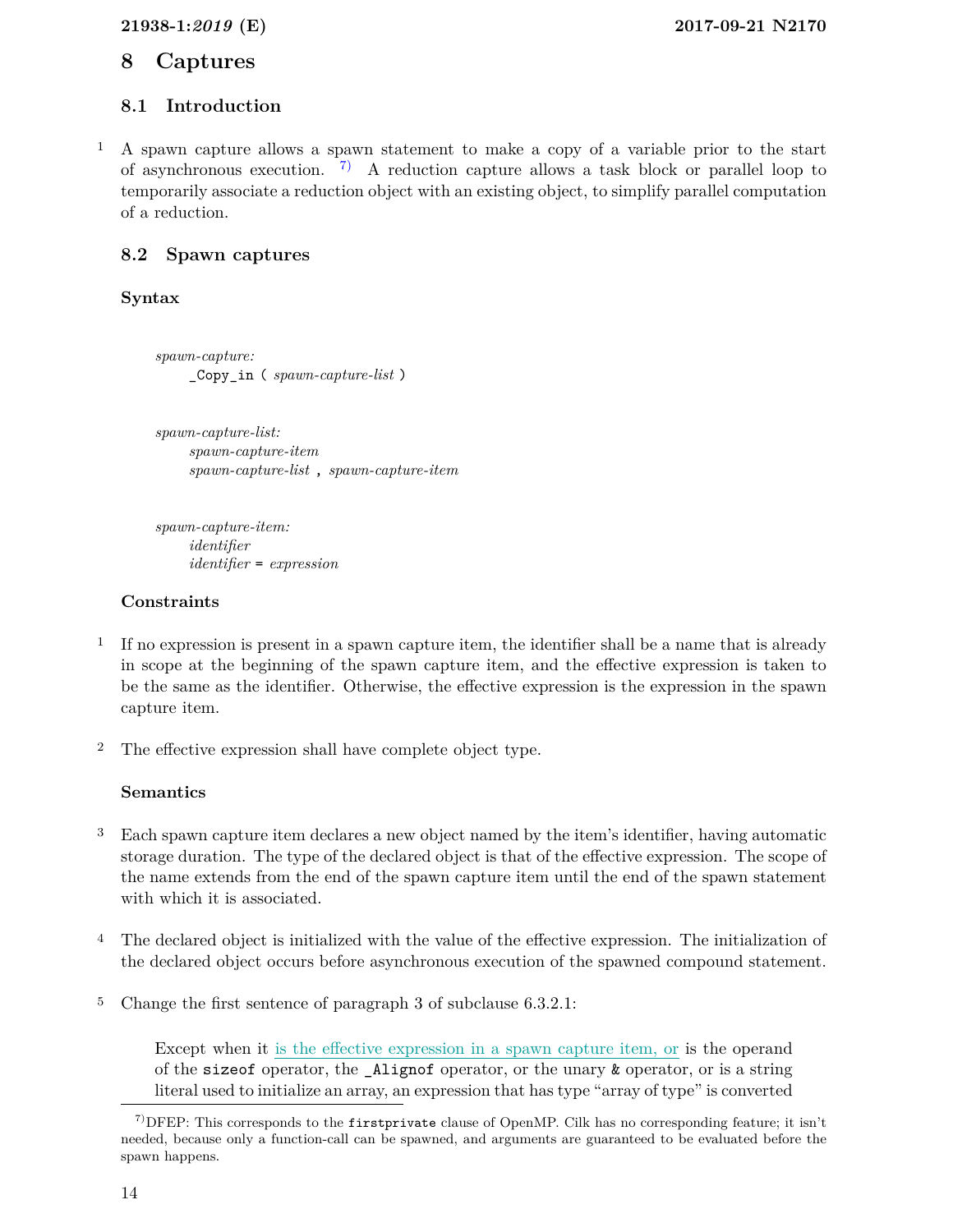# 8 Captures

## 8.1 Introduction

1 A spawn capture allows a spawn statement to make a copy of a variable prior to the start of asynchronous execution. [7)] A reduction capture allows a task block or parallel loop to temporarily associate a reduction object with an existing object, to simplify parallel computation of a reduction.

## 8.2 Spawn captures

### Syntax

*spawn-capture:*
    `_Copy_in` ( *spawn-capture-list* )

*spawn-capture-list:*
    *spawn-capture-item*
    *spawn-capture-list* **,** *spawn-capture-item*

*spawn-capture-item:*
    *identifier*
    *identifier* = *expression*

### Constraints

1 If no expression is present in a spawn capture item, the identifier shall be a name that is already in scope at the beginning of the spawn capture item, and the effective expression is taken to be the same as the identifier. Otherwise, the effective expression is the expression in the spawn capture item.

2 The effective expression shall have complete object type.

### Semantics

3 Each spawn capture item declares a new object named by the item's identifier, having automatic storage duration. The type of the declared object is that of the effective expression. The scope of the name extends from the end of the spawn capture item until the end of the spawn statement with which it is associated.

4 The declared object is initialized with the value of the effective expression. The initialization of the declared object occurs before asynchronous execution of the spawned compound statement.

5 Change the first sentence of paragraph 3 of subclause 6.3.2.1:

> Except when it is the effective expression in a spawn capture item, or is the operand of the `sizeof` operator, the `_Alignof` operator, or the unary `&` operator, or is a string literal used to initialize an array, an expression that has type "array of type" is converted

---

[7)] DFEP: This corresponds to the `firstprivate` clause of OpenMP. Cilk has no corresponding feature; it isn't needed, because only a function-call can be spawned, and arguments are guaranteed to be evaluated before the spawn happens.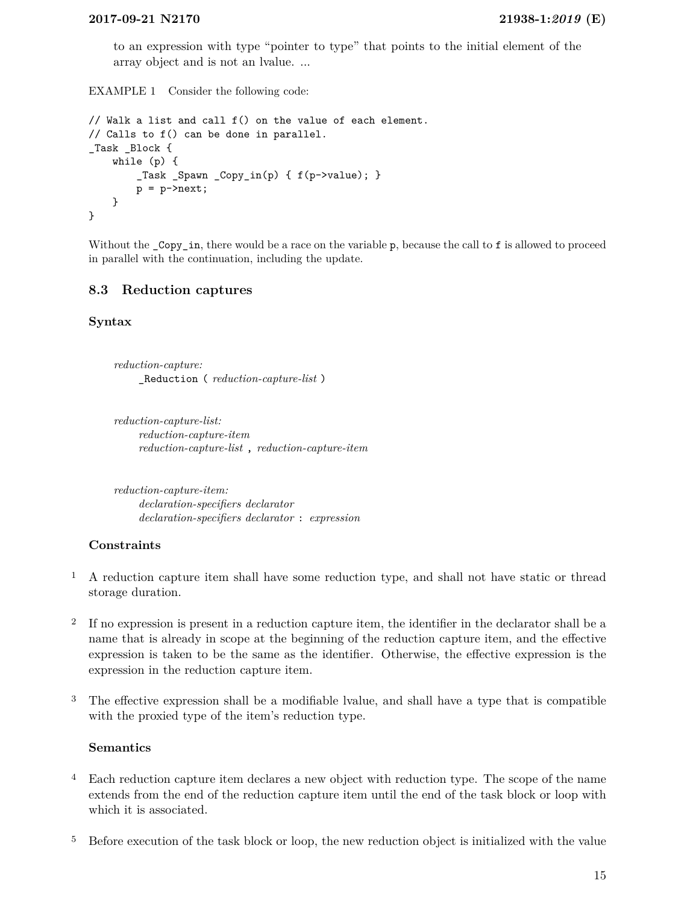to an expression with type "pointer to type" that points to the initial element of the array object and is not an lvalue. ...

EXAMPLE 1 Consider the following code:

```
// Walk a list and call f() on the value of each element.
// Calls to f() can be done in parallel.
_Task _Block {
    while (p) {
        _Task _Spawn _Copy_in(p) { f(p->value); }
        p = p->next;
    }
}
```

Without the `_Copy_in`, there would be a race on the variable `p`, because the call to `f` is allowed to proceed in parallel with the continuation, including the update.

## 8.3 Reduction captures

### Syntax

*reduction-capture:*
    `_Reduction` ( *reduction-capture-list* )

*reduction-capture-list:*
    *reduction-capture-item*
    *reduction-capture-list* , *reduction-capture-item*

*reduction-capture-item:*
    *declaration-specifiers declarator*
    *declaration-specifiers declarator* : *expression*

### Constraints

1 A reduction capture item shall have some reduction type, and shall not have static or thread storage duration.

2 If no expression is present in a reduction capture item, the identifier in the declarator shall be a name that is already in scope at the beginning of the reduction capture item, and the effective expression is taken to be the same as the identifier. Otherwise, the effective expression is the expression in the reduction capture item.

3 The effective expression shall be a modifiable lvalue, and shall have a type that is compatible with the proxied type of the item's reduction type.

### Semantics

4 Each reduction capture item declares a new object with reduction type. The scope of the name extends from the end of the reduction capture item until the end of the task block or loop with which it is associated.

5 Before execution of the task block or loop, the new reduction object is initialized with the value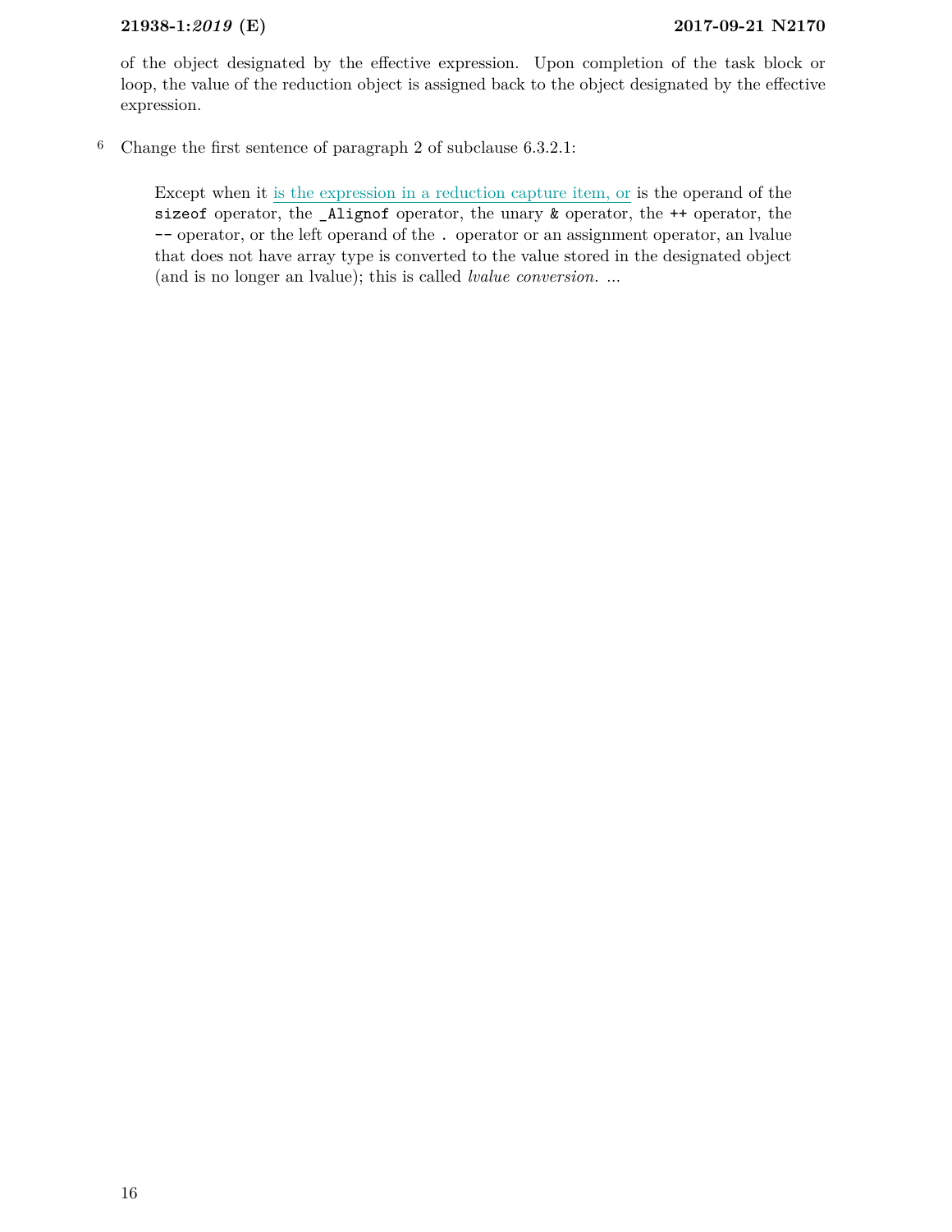of the object designated by the effective expression. Upon completion of the task block or loop, the value of the reduction object is assigned back to the object designated by the effective expression.

6 Change the first sentence of paragraph 2 of subclause 6.3.2.1:

> Except when it <u>is the expression in a reduction capture item, or</u> is the operand of the `sizeof` operator, the `_Alignof` operator, the unary `&` operator, the `++` operator, the `--` operator, or the left operand of the `.` operator or an assignment operator, an lvalue that does not have array type is converted to the value stored in the designated object (and is no longer an lvalue); this is called *lvalue conversion.* ...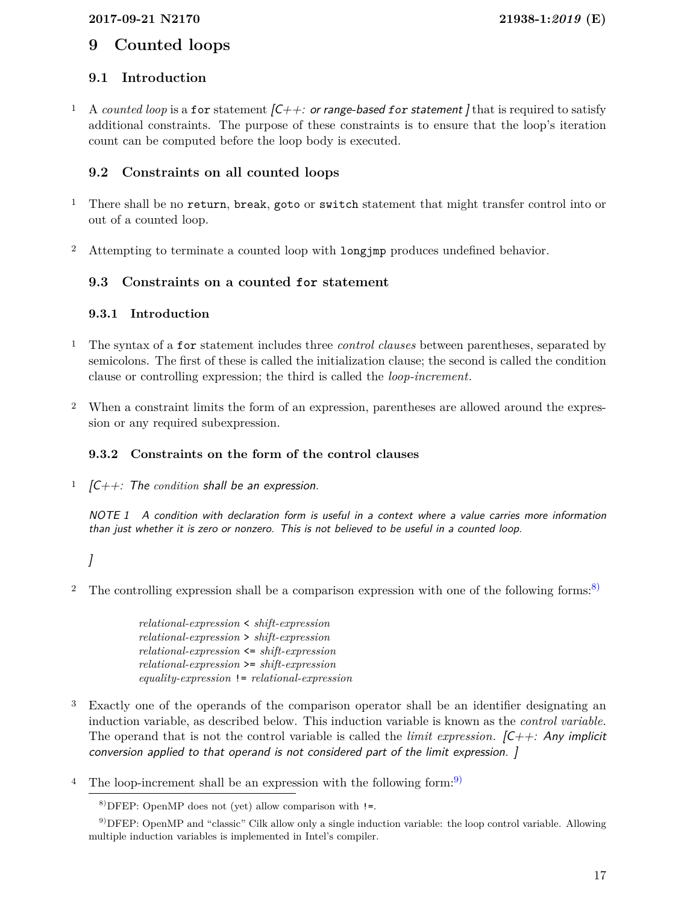# 9 Counted loops

## 9.1 Introduction

1 A *counted loop* is a `for` statement *[C++: or range-based `for` statement ]* that is required to satisfy additional constraints. The purpose of these constraints is to ensure that the loop's iteration count can be computed before the loop body is executed.

## 9.2 Constraints on all counted loops

1 There shall be no `return`, `break`, `goto` or `switch` statement that might transfer control into or out of a counted loop.

2 Attempting to terminate a counted loop with `longjmp` produces undefined behavior.

## 9.3 Constraints on a counted `for` statement

### 9.3.1 Introduction

1 The syntax of a `for` statement includes three *control clauses* between parentheses, separated by semicolons. The first of these is called the initialization clause; the second is called the condition clause or controlling expression; the third is called the *loop-increment*.

2 When a constraint limits the form of an expression, parentheses are allowed around the expression or any required subexpression.

### 9.3.2 Constraints on the form of the control clauses

1 *[C++: The condition shall be an expression.*

*NOTE 1 A condition with declaration form is useful in a context where a value carries more information than just whether it is zero or nonzero. This is not believed to be useful in a counted loop.*

*]*

2 The controlling expression shall be a comparison expression with one of the following forms:[8)]

> *relational-expression* `<` *shift-expression*
> *relational-expression* `>` *shift-expression*
> *relational-expression* `<=` *shift-expression*
> *relational-expression* `>=` *shift-expression*
> *equality-expression* `!=` *relational-expression*

3 Exactly one of the operands of the comparison operator shall be an identifier designating an induction variable, as described below. This induction variable is known as the *control variable*. The operand that is not the control variable is called the *limit expression*. *[C++: Any implicit conversion applied to that operand is not considered part of the limit expression. ]*

4 The loop-increment shall be an expression with the following form:[9)]

---

8) DFEP: OpenMP does not (yet) allow comparison with `!=`.

9) DFEP: OpenMP and "classic" Cilk allow only a single induction variable: the loop control variable. Allowing multiple induction variables is implemented in Intel's compiler.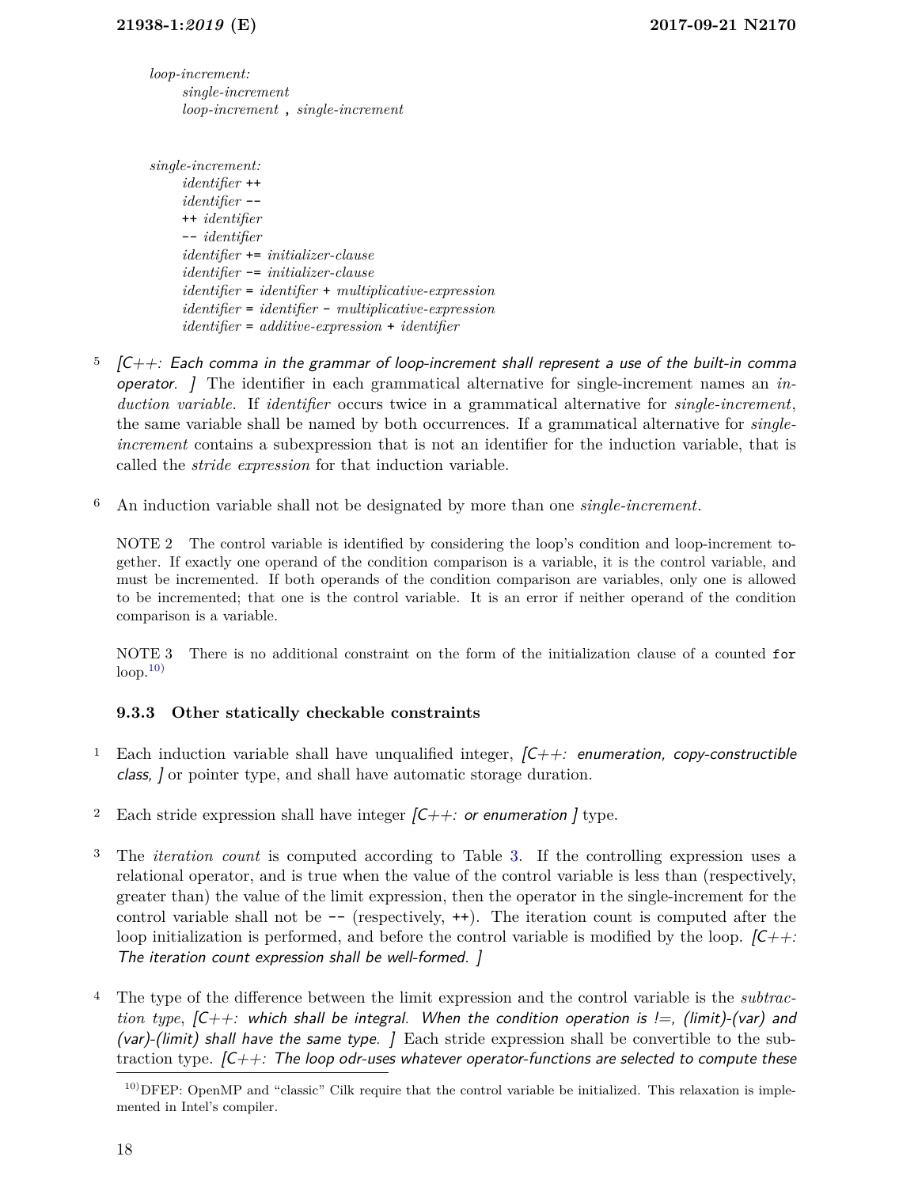*loop-increment:*
  *single-increment*
  *loop-increment* **,** *single-increment*

*single-increment:*
  *identifier* `++`
  *identifier* `--`
  `++` *identifier*
  `--` *identifier*
  *identifier* `+=` *initializer-clause*
  *identifier* `-=` *initializer-clause*
  *identifier* `=` *identifier* `+` *multiplicative-expression*
  *identifier* `=` *identifier* `-` *multiplicative-expression*
  *identifier* `=` *additive-expression* `+` *identifier*

5 *[C++: Each comma in the grammar of loop-increment shall represent a use of the built-in comma operator. ]* The identifier in each grammatical alternative for single-increment names an *induction variable*. If *identifier* occurs twice in a grammatical alternative for *single-increment*, the same variable shall be named by both occurrences. If a grammatical alternative for *single-increment* contains a subexpression that is not an identifier for the induction variable, that is called the *stride expression* for that induction variable.

6 An induction variable shall not be designated by more than one *single-increment*.

NOTE 2 The control variable is identified by considering the loop's condition and loop-increment together. If exactly one operand of the condition comparison is a variable, it is the control variable, and must be incremented. If both operands of the condition comparison are variables, only one is allowed to be incremented; that one is the control variable. It is an error if neither operand of the condition comparison is a variable.

NOTE 3 There is no additional constraint on the form of the initialization clause of a counted `for` loop.[10)]

### 9.3.3 Other statically checkable constraints

1 Each induction variable shall have unqualified integer, *[C++: enumeration, copy-constructible class, ]* or pointer type, and shall have automatic storage duration.

2 Each stride expression shall have integer *[C++: or enumeration ]* type.

3 The *iteration count* is computed according to Table 3. If the controlling expression uses a relational operator, and is true when the value of the control variable is less than (respectively, greater than) the value of the limit expression, then the operator in the single-increment for the control variable shall not be `--` (respectively, `++`). The iteration count is computed after the loop initialization is performed, and before the control variable is modified by the loop. *[C++: The iteration count expression shall be well-formed. ]*

4 The type of the difference between the limit expression and the control variable is the *subtraction type*, *[C++: which shall be integral. When the condition operation is !=, (limit)-(var) and (var)-(limit) shall have the same type. ]* Each stride expression shall be convertible to the subtraction type. *[C++: The loop odr-uses whatever operator-functions are selected to compute these*

---

10) DFEP: OpenMP and "classic" Cilk require that the control variable be initialized. This relaxation is implemented in Intel's compiler.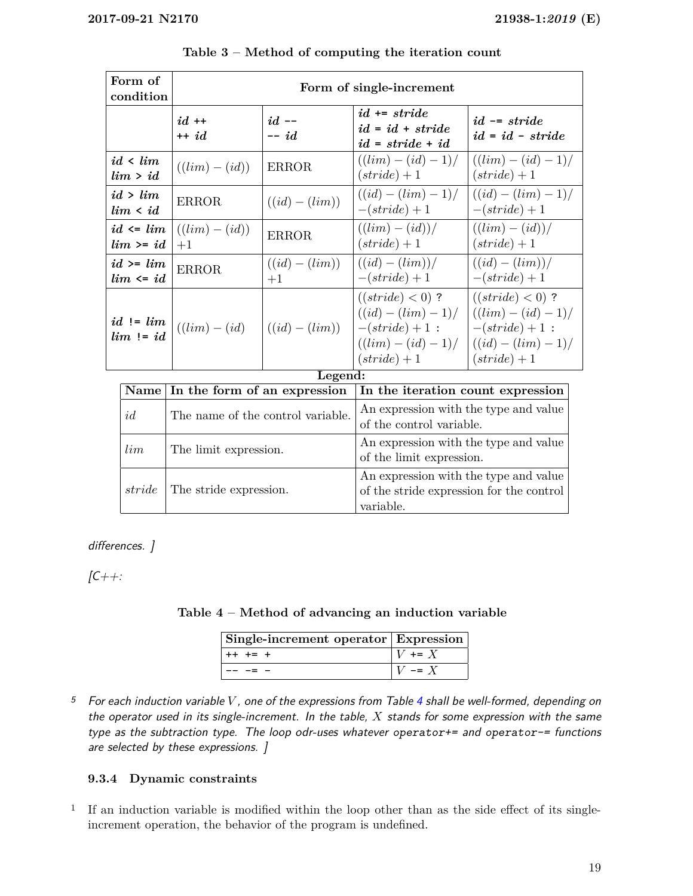**Table 3 – Method of computing the iteration count**

| Form of condition | Form of single-increment | | | |
|---|---|---|---|---|
| | ***id ++*** <br> ***++ id*** | ***id --*** <br> ***-- id*** | ***id += stride*** <br> ***id = id + stride*** <br> ***id = stride + id*** | ***id -= stride*** <br> ***id = id - stride*** |
| ***id < lim*** <br> ***lim > id*** | $((lim) - (id))$ | ERROR | $((lim) - (id) - 1)/(stride) + 1$ | $((lim) - (id) - 1)/(stride) + 1$ |
| ***id > lim*** <br> ***lim < id*** | ERROR | $((id) - (lim))$ | $((id) - (lim) - 1)/-(stride) + 1$ | $((id) - (lim) - 1)/-(stride) + 1$ |
| ***id <= lim*** <br> ***lim >= id*** | $((lim) - (id)) +1$ | ERROR | $((lim) - (id))/(stride) + 1$ | $((lim) - (id))/(stride) + 1$ |
| ***id >= lim*** <br> ***lim <= id*** | ERROR | $((id) - (lim)) +1$ | $((id) - (lim))/-(stride) + 1$ | $((id) - (lim))/-(stride) + 1$ |
| ***id != lim*** <br> ***lim != id*** | $((lim) - (id)$ | $((id) - (lim))$ | $((stride) < 0)$ ? $((id) - (lim) - 1)/-(stride) + 1$ : $((lim) - (id) - 1)/(stride) + 1$ | $((stride) < 0)$ ? $((lim) - (id) - 1)/-(stride) + 1$ : $((id) - (lim) - 1)/(stride) + 1$ |

**Legend:**

| Name | In the form of an expression | In the iteration count expression |
|---|---|---|
| $id$ | The name of the control variable. | An expression with the type and value of the control variable. |
| $lim$ | The limit expression. | An expression with the type and value of the limit expression. |
| $stride$ | The stride expression. | An expression with the type and value of the stride expression for the control variable. |

*differences. ]*

*[C++:*

**Table 4 – Method of advancing an induction variable**

| Single-increment operator | Expression |
|---|---|
| `++ += +` | $V$ `+=` $X$ |
| `-- -= -` | $V$ `-=` $X$ |

5 *For each induction variable $V$, one of the expressions from Table 4 shall be well-formed, depending on the operator used in its single-increment. In the table, $X$ stands for some expression with the same type as the subtraction type. The loop odr-uses whatever* `operator+=` *and* `operator-=` *functions are selected by these expressions. ]*

### 9.3.4 Dynamic constraints

1 If an induction variable is modified within the loop other than as the side effect of its single-increment operation, the behavior of the program is undefined.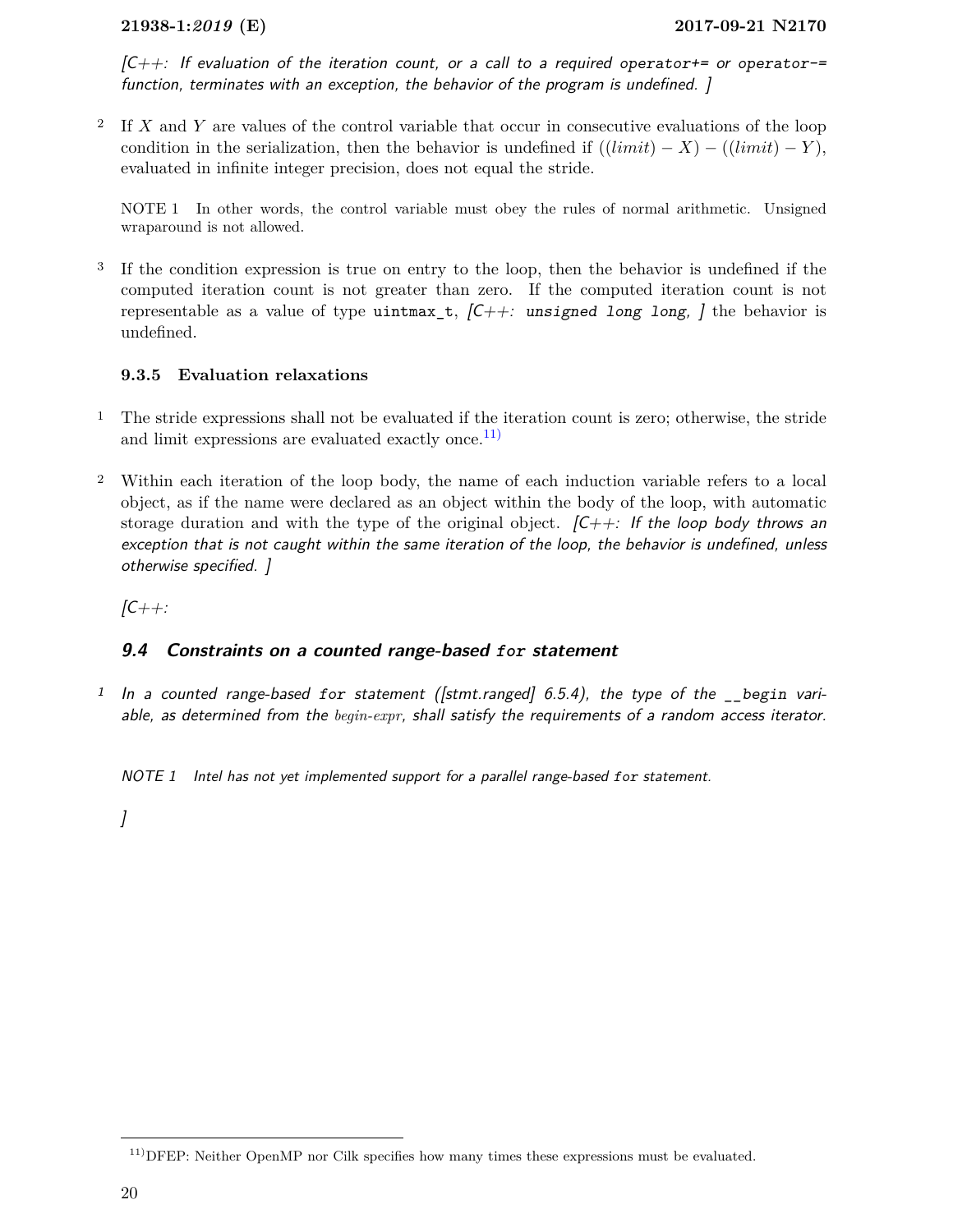*[C++: If evaluation of the iteration count, or a call to a required* `operator+=` *or* `operator-=` *function, terminates with an exception, the behavior of the program is undefined. ]*

2 If $X$ and $Y$ are values of the control variable that occur in consecutive evaluations of the loop condition in the serialization, then the behavior is undefined if $((limit) - X) - ((limit) - Y)$, evaluated in infinite integer precision, does not equal the stride.

NOTE 1 In other words, the control variable must obey the rules of normal arithmetic. Unsigned wraparound is not allowed.

3 If the condition expression is true on entry to the loop, then the behavior is undefined if the computed iteration count is not greater than zero. If the computed iteration count is not representable as a value of type `uintmax_t`, *[C++:* `unsigned long long`*, ]* the behavior is undefined.

### 9.3.5 Evaluation relaxations

1 The stride expressions shall not be evaluated if the iteration count is zero; otherwise, the stride and limit expressions are evaluated exactly once.[11)]

2 Within each iteration of the loop body, the name of each induction variable refers to a local object, as if the name were declared as an object within the body of the loop, with automatic storage duration and with the type of the original object. *[C++: If the loop body throws an exception that is not caught within the same iteration of the loop, the behavior is undefined, unless otherwise specified. ]*

*[C++:*

## *9.4 Constraints on a counted range-based* `for` *statement*

*1 In a counted range-based* `for` *statement ([stmt.ranged] 6.5.4), the type of the* `__begin` *variable, as determined from the begin-expr, shall satisfy the requirements of a random access iterator.*

*NOTE 1 Intel has not yet implemented support for a parallel range-based* `for` *statement.*

*]*

11) DFEP: Neither OpenMP nor Cilk specifies how many times these expressions must be evaluated.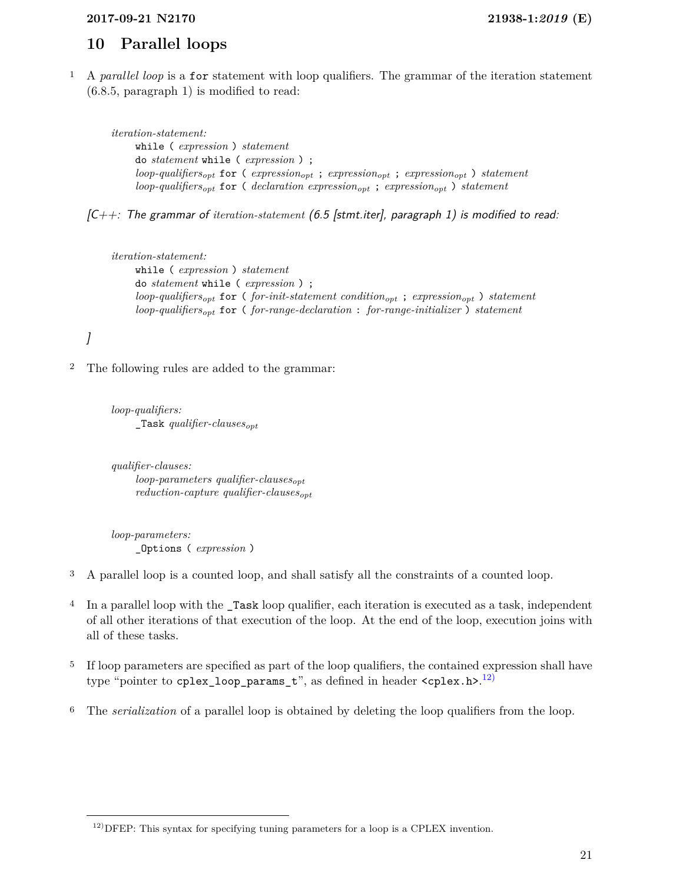# 10 Parallel loops

1 A *parallel loop* is a `for` statement with loop qualifiers. The grammar of the iteration statement (6.8.5, paragraph 1) is modified to read:

> *iteration-statement:*
> `while (` *expression* `)` *statement*
> `do` *statement* `while (` *expression* `) ;`
> *loop-qualifiers*$_{opt}$ `for (` *expression*$_{opt}$ `;` *expression*$_{opt}$ `;` *expression*$_{opt}$ `)` *statement*
> *loop-qualifiers*$_{opt}$ `for (` *declaration expression*$_{opt}$ `;` *expression*$_{opt}$ `)` *statement*

*[C++: The grammar of iteration-statement (6.5 [stmt.iter], paragraph 1) is modified to read:*

> *iteration-statement:*
> `while (` *expression* `)` *statement*
> `do` *statement* `while (` *expression* `) ;`
> *loop-qualifiers*$_{opt}$ `for (` *for-init-statement condition*$_{opt}$ `;` *expression*$_{opt}$ `)` *statement*
> *loop-qualifiers*$_{opt}$ `for (` *for-range-declaration* `:` *for-range-initializer* `)` *statement*

*]*

2 The following rules are added to the grammar:

> *loop-qualifiers:*
> `_Task` *qualifier-clauses*$_{opt}$

> *qualifier-clauses:*
> *loop-parameters qualifier-clauses*$_{opt}$
> *reduction-capture qualifier-clauses*$_{opt}$

> *loop-parameters:*
> `_Options (` *expression* `)`

3 A parallel loop is a counted loop, and shall satisfy all the constraints of a counted loop.

4 In a parallel loop with the `_Task` loop qualifier, each iteration is executed as a task, independent of all other iterations of that execution of the loop. At the end of the loop, execution joins with all of these tasks.

5 If loop parameters are specified as part of the loop qualifiers, the contained expression shall have type "pointer to `cplex_loop_params_t`", as defined in header `<cplex.h>`.[12)]

6 The *serialization* of a parallel loop is obtained by deleting the loop qualifiers from the loop.

---

[12)] DFEP: This syntax for specifying tuning parameters for a loop is a CPLEX invention.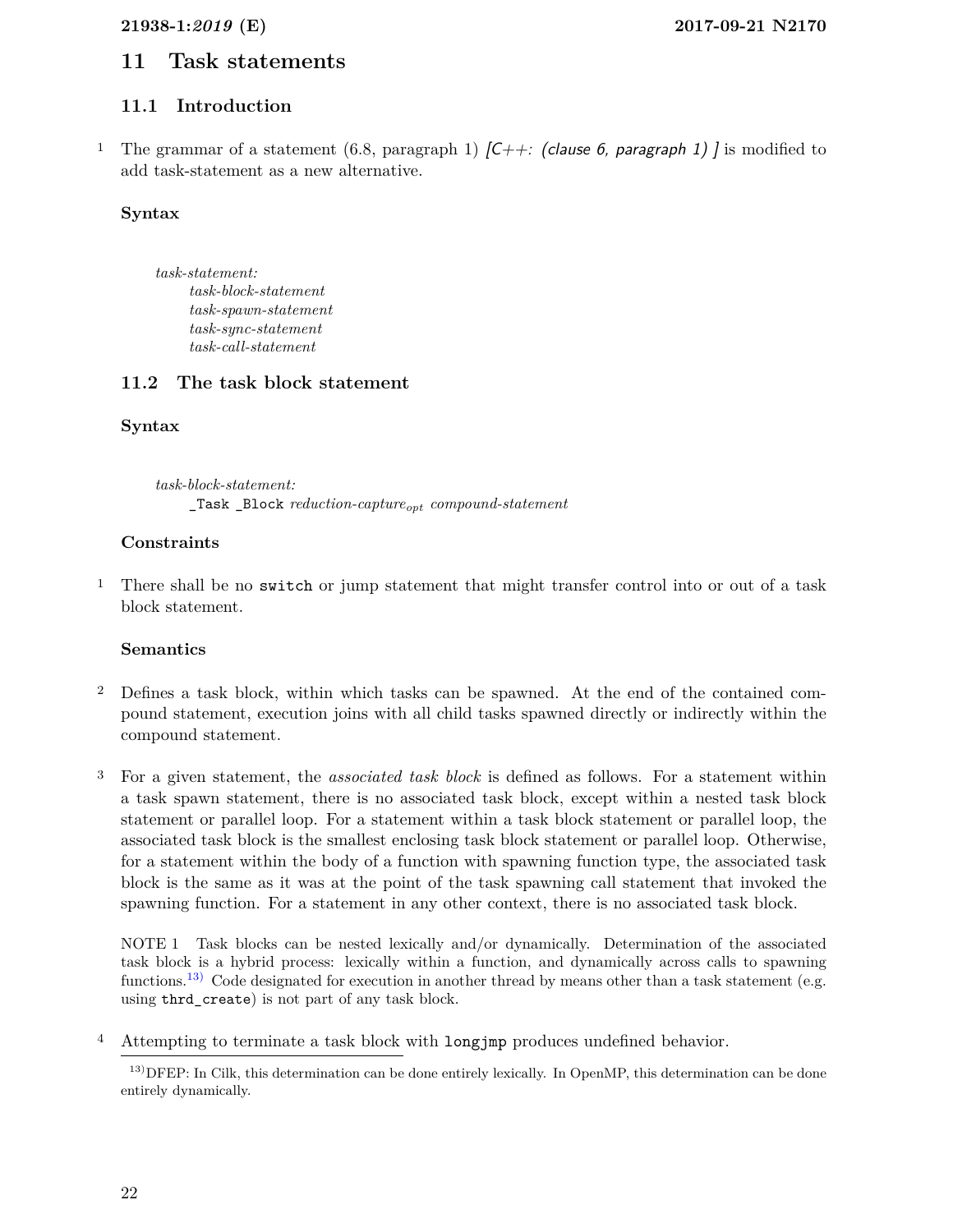# 11 Task statements

## 11.1 Introduction

1 The grammar of a statement (6.8, paragraph 1) *[C++: (clause 6, paragraph 1) ]* is modified to add task-statement as a new alternative.

### Syntax

*task-statement:*
  *task-block-statement*
  *task-spawn-statement*
  *task-sync-statement*
  *task-call-statement*

## 11.2 The task block statement

### Syntax

*task-block-statement:*
  `_Task _Block` *reduction-capture$_{opt}$ compound-statement*

### Constraints

1 There shall be no `switch` or jump statement that might transfer control into or out of a task block statement.

### Semantics

2 Defines a task block, within which tasks can be spawned. At the end of the contained compound statement, execution joins with all child tasks spawned directly or indirectly within the compound statement.

3 For a given statement, the *associated task block* is defined as follows. For a statement within a task spawn statement, there is no associated task block, except within a nested task block statement or parallel loop. For a statement within a task block statement or parallel loop, the associated task block is the smallest enclosing task block statement or parallel loop. Otherwise, for a statement within the body of a function with spawning function type, the associated task block is the same as it was at the point of the task spawning call statement that invoked the spawning function. For a statement in any other context, there is no associated task block.

NOTE 1 Task blocks can be nested lexically and/or dynamically. Determination of the associated task block is a hybrid process: lexically within a function, and dynamically across calls to spawning functions.[13] Code designated for execution in another thread by means other than a task statement (e.g. using `thrd_create`) is not part of any task block.

4 Attempting to terminate a task block with `longjmp` produces undefined behavior.

[13] DFEP: In Cilk, this determination can be done entirely lexically. In OpenMP, this determination can be done entirely dynamically.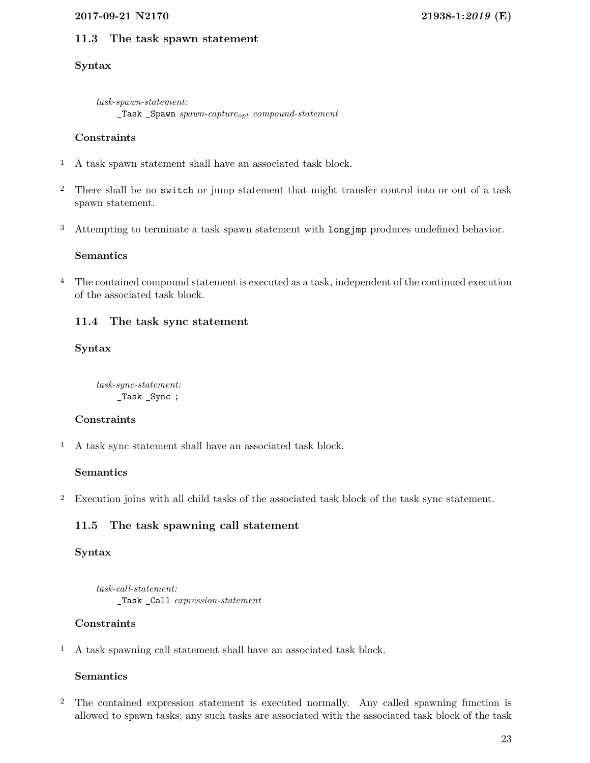### 11.3 The task spawn statement

**Syntax**

> *task-spawn-statement:*
> `_Task _Spawn` *spawn-capture$_{opt}$* *compound-statement*

**Constraints**

1 A task spawn statement shall have an associated task block.

2 There shall be no `switch` or jump statement that might transfer control into or out of a task spawn statement.

3 Attempting to terminate a task spawn statement with `longjmp` produces undefined behavior.

**Semantics**

4 The contained compound statement is executed as a task, independent of the continued execution of the associated task block.

### 11.4 The task sync statement

**Syntax**

> *task-sync-statement:*
> `_Task _Sync ;`

**Constraints**

1 A task sync statement shall have an associated task block.

**Semantics**

2 Execution joins with all child tasks of the associated task block of the task sync statement.

### 11.5 The task spawning call statement

**Syntax**

> *task-call-statement:*
> `_Task _Call` *expression-statement*

**Constraints**

1 A task spawning call statement shall have an associated task block.

**Semantics**

2 The contained expression statement is executed normally. Any called spawning function is allowed to spawn tasks; any such tasks are associated with the associated task block of the task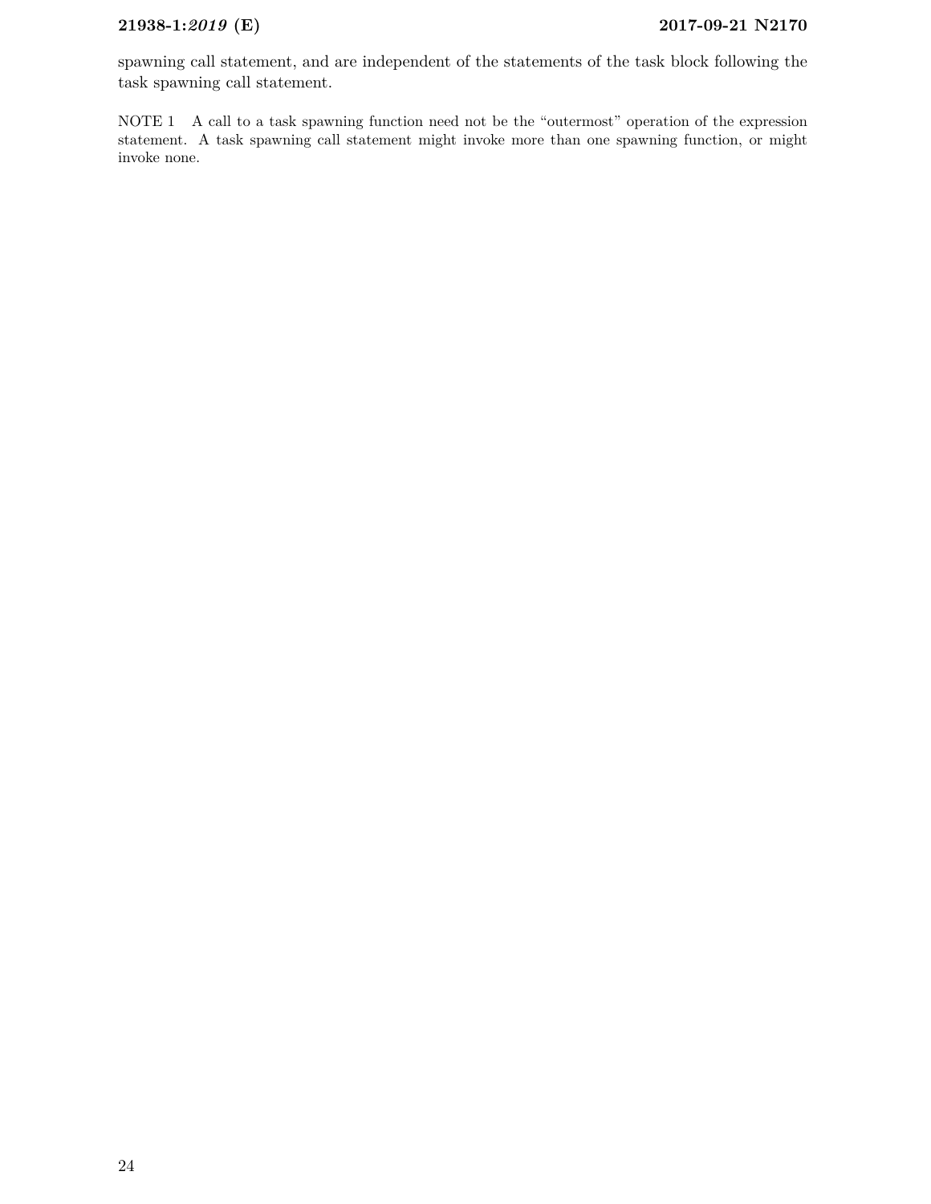spawning call statement, and are independent of the statements of the task block following the task spawning call statement.

NOTE 1 A call to a task spawning function need not be the "outermost" operation of the expression statement. A task spawning call statement might invoke more than one spawning function, or might invoke none.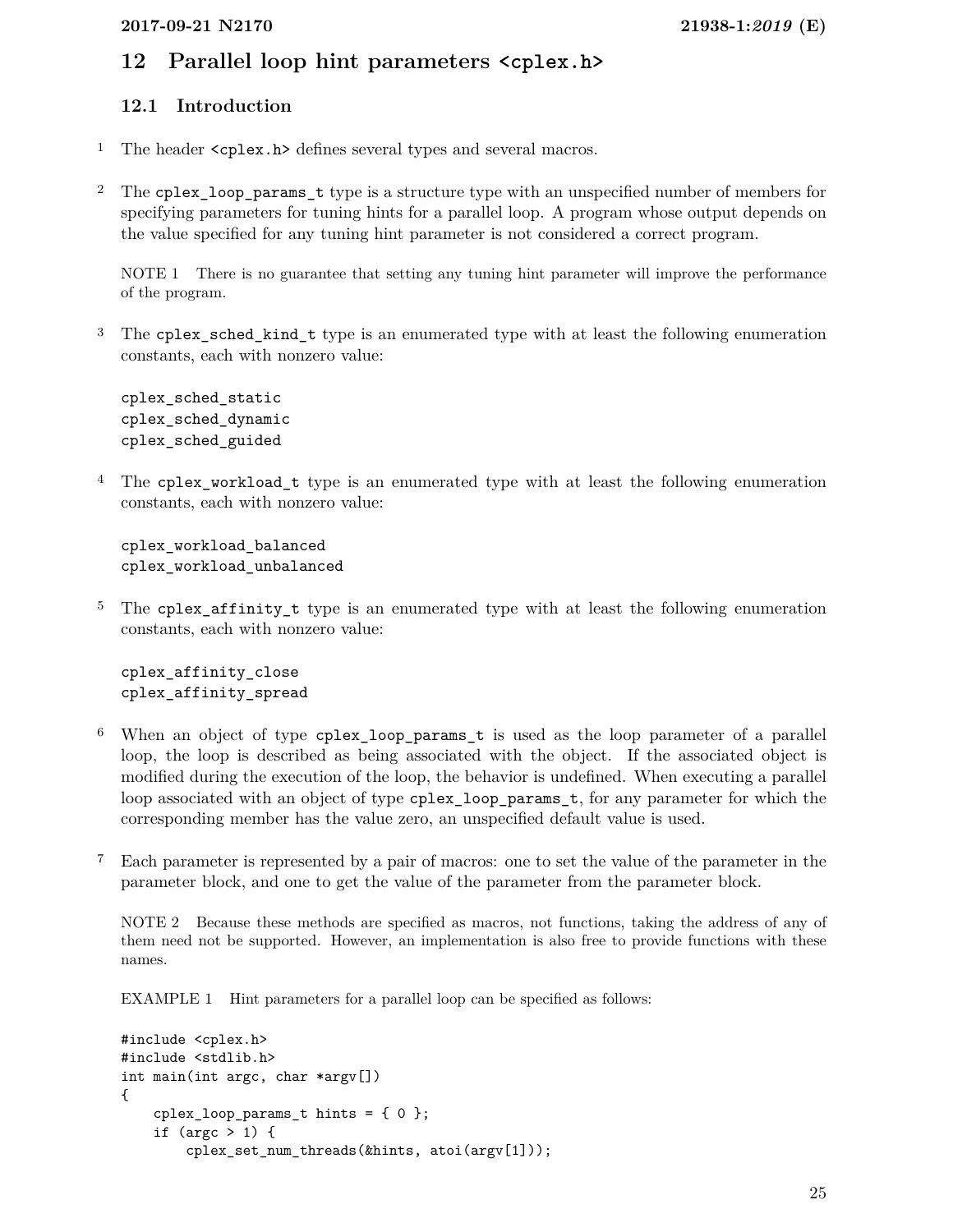## 12 Parallel loop hint parameters `<cplex.h>`

### 12.1 Introduction

1 The header `<cplex.h>` defines several types and several macros.

2 The `cplex_loop_params_t` type is a structure type with an unspecified number of members for specifying parameters for tuning hints for a parallel loop. A program whose output depends on the value specified for any tuning hint parameter is not considered a correct program.

NOTE 1 There is no guarantee that setting any tuning hint parameter will improve the performance of the program.

3 The `cplex_sched_kind_t` type is an enumerated type with at least the following enumeration constants, each with nonzero value:

```
cplex_sched_static
cplex_sched_dynamic
cplex_sched_guided
```

4 The `cplex_workload_t` type is an enumerated type with at least the following enumeration constants, each with nonzero value:

```
cplex_workload_balanced
cplex_workload_unbalanced
```

5 The `cplex_affinity_t` type is an enumerated type with at least the following enumeration constants, each with nonzero value:

```
cplex_affinity_close
cplex_affinity_spread
```

6 When an object of type `cplex_loop_params_t` is used as the loop parameter of a parallel loop, the loop is described as being associated with the object. If the associated object is modified during the execution of the loop, the behavior is undefined. When executing a parallel loop associated with an object of type `cplex_loop_params_t`, for any parameter for which the corresponding member has the value zero, an unspecified default value is used.

7 Each parameter is represented by a pair of macros: one to set the value of the parameter in the parameter block, and one to get the value of the parameter from the parameter block.

NOTE 2 Because these methods are specified as macros, not functions, taking the address of any of them need not be supported. However, an implementation is also free to provide functions with these names.

EXAMPLE 1 Hint parameters for a parallel loop can be specified as follows:

```
#include <cplex.h>
#include <stdlib.h>
int main(int argc, char *argv[])
{
    cplex_loop_params_t hints = { 0 };
    if (argc > 1) {
        cplex_set_num_threads(&hints, atoi(argv[1]));
```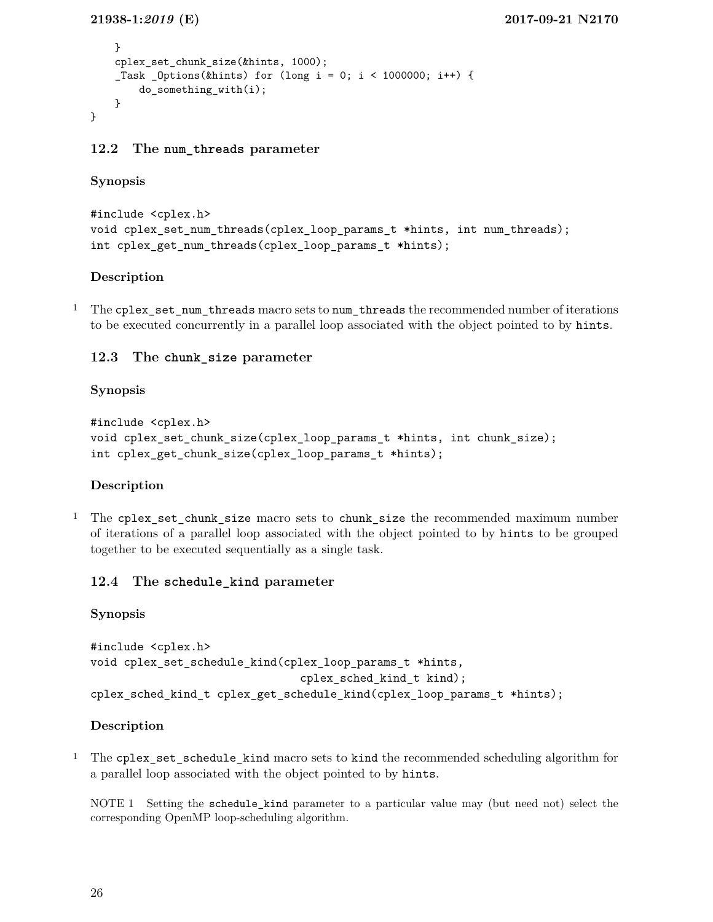```
    }
    cplex_set_chunk_size(&hints, 1000);
    _Task _Options(&hints) for (long i = 0; i < 1000000; i++) {
        do_something_with(i);
    }
}
```

## 12.2 The num_threads parameter

**Synopsis**

```
#include <cplex.h>
void cplex_set_num_threads(cplex_loop_params_t *hints, int num_threads);
int cplex_get_num_threads(cplex_loop_params_t *hints);
```

**Description**

1 The `cplex_set_num_threads` macro sets to `num_threads` the recommended number of iterations to be executed concurrently in a parallel loop associated with the object pointed to by `hints`.

## 12.3 The chunk_size parameter

**Synopsis**

```
#include <cplex.h>
void cplex_set_chunk_size(cplex_loop_params_t *hints, int chunk_size);
int cplex_get_chunk_size(cplex_loop_params_t *hints);
```

**Description**

1 The `cplex_set_chunk_size` macro sets to `chunk_size` the recommended maximum number of iterations of a parallel loop associated with the object pointed to by `hints` to be grouped together to be executed sequentially as a single task.

## 12.4 The schedule_kind parameter

**Synopsis**

```
#include <cplex.h>
void cplex_set_schedule_kind(cplex_loop_params_t *hints,
                             cplex_sched_kind_t kind);
cplex_sched_kind_t cplex_get_schedule_kind(cplex_loop_params_t *hints);
```

**Description**

1 The `cplex_set_schedule_kind` macro sets to `kind` the recommended scheduling algorithm for a parallel loop associated with the object pointed to by `hints`.

NOTE 1 Setting the `schedule_kind` parameter to a particular value may (but need not) select the corresponding OpenMP loop-scheduling algorithm.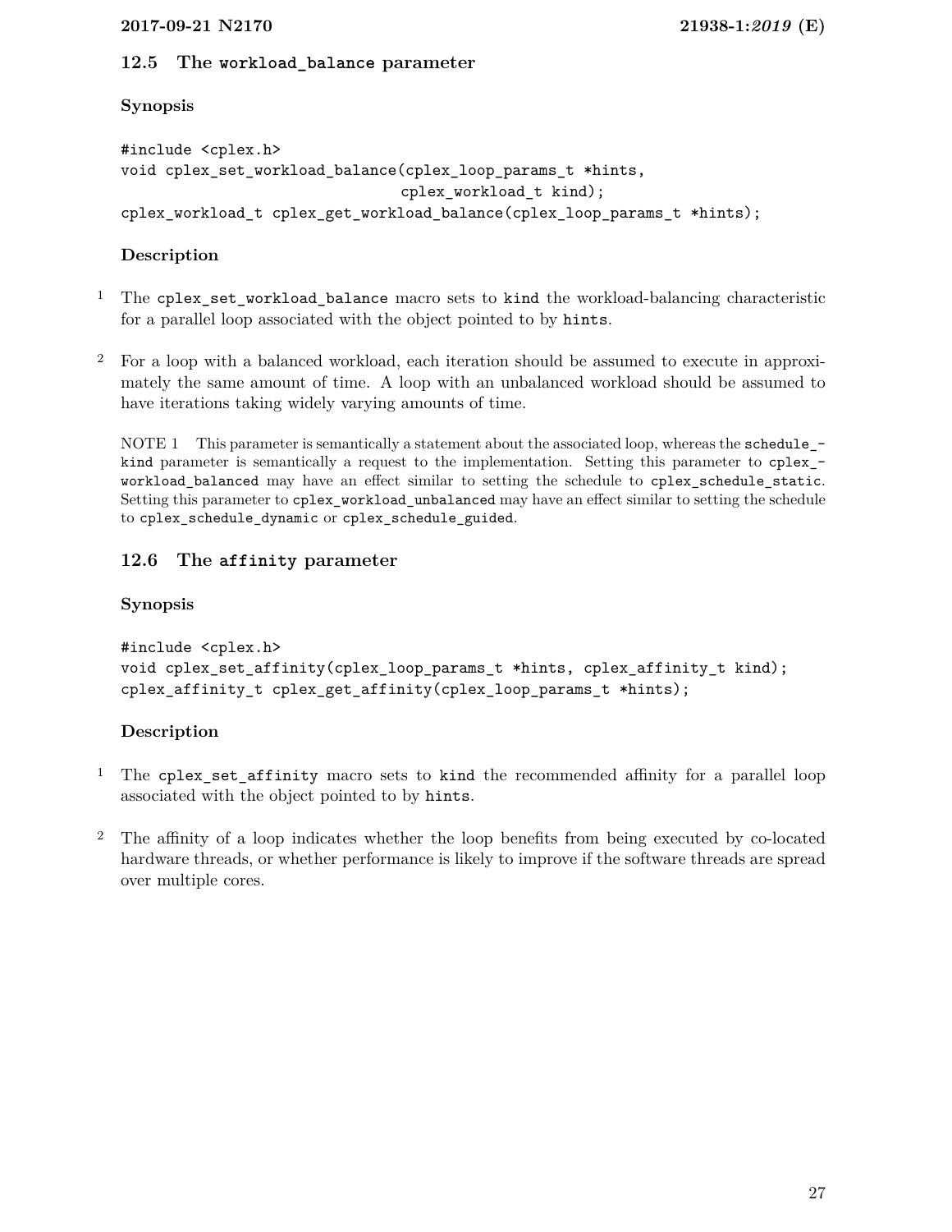## 12.5 The `workload_balance` parameter

**Synopsis**

```
#include <cplex.h>
void cplex_set_workload_balance(cplex_loop_params_t *hints,
                                cplex_workload_t kind);
cplex_workload_t cplex_get_workload_balance(cplex_loop_params_t *hints);
```

**Description**

1 The `cplex_set_workload_balance` macro sets to `kind` the workload-balancing characteristic for a parallel loop associated with the object pointed to by `hints`.

2 For a loop with a balanced workload, each iteration should be assumed to execute in approximately the same amount of time. A loop with an unbalanced workload should be assumed to have iterations taking widely varying amounts of time.

NOTE 1 This parameter is semantically a statement about the associated loop, whereas the `schedule_kind` parameter is semantically a request to the implementation. Setting this parameter to `cplex_workload_balanced` may have an effect similar to setting the schedule to `cplex_schedule_static`. Setting this parameter to `cplex_workload_unbalanced` may have an effect similar to setting the schedule to `cplex_schedule_dynamic` or `cplex_schedule_guided`.

## 12.6 The `affinity` parameter

**Synopsis**

```
#include <cplex.h>
void cplex_set_affinity(cplex_loop_params_t *hints, cplex_affinity_t kind);
cplex_affinity_t cplex_get_affinity(cplex_loop_params_t *hints);
```

**Description**

1 The `cplex_set_affinity` macro sets to `kind` the recommended affinity for a parallel loop associated with the object pointed to by `hints`.

2 The affinity of a loop indicates whether the loop benefits from being executed by co-located hardware threads, or whether performance is likely to improve if the software threads are spread over multiple cores.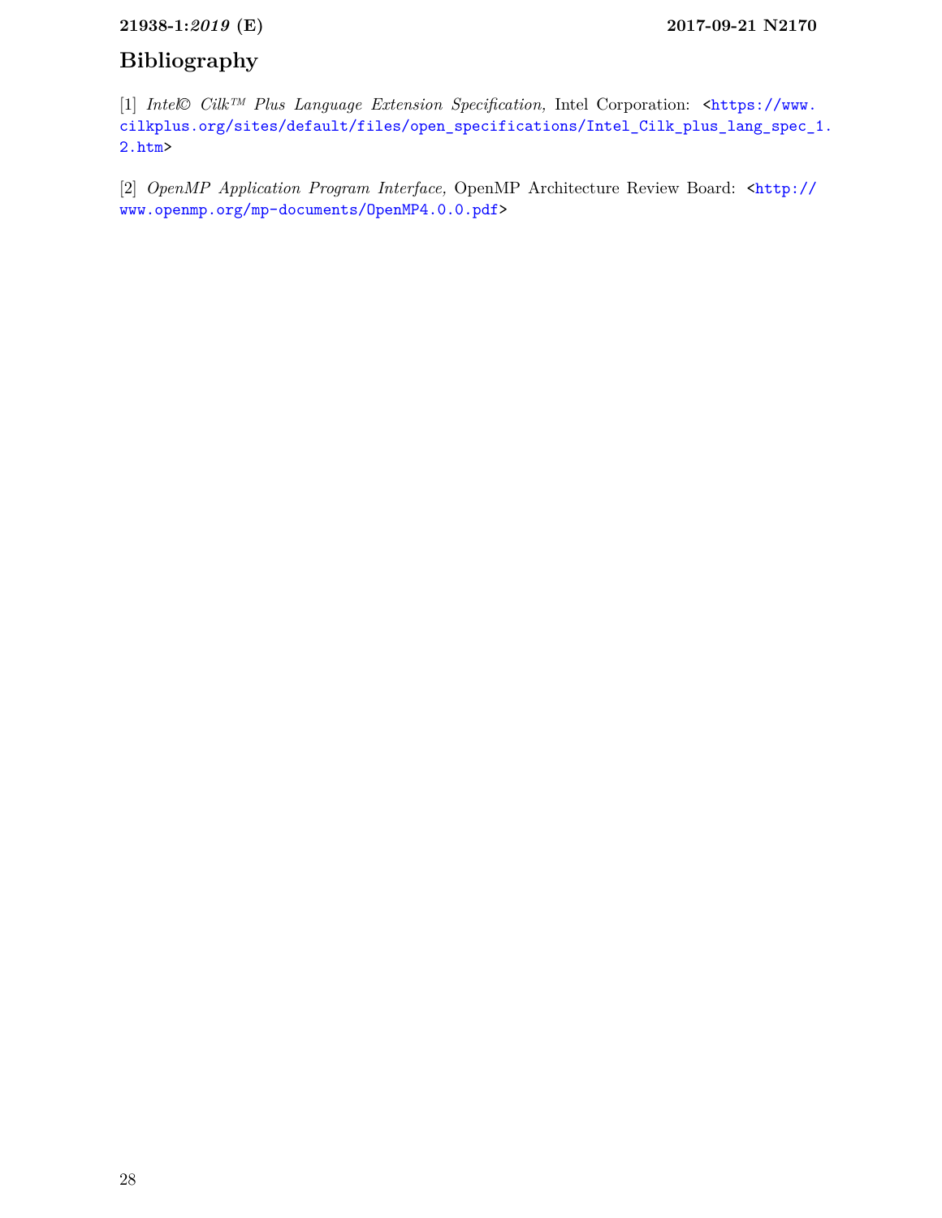# Bibliography

[1] *Intel© Cilk™ Plus Language Extension Specification,* Intel Corporation: <https://www.cilkplus.org/sites/default/files/open_specifications/Intel_Cilk_plus_lang_spec_1.2.htm>

[2] *OpenMP Application Program Interface,* OpenMP Architecture Review Board: <http://www.openmp.org/mp-documents/OpenMP4.0.0.pdf>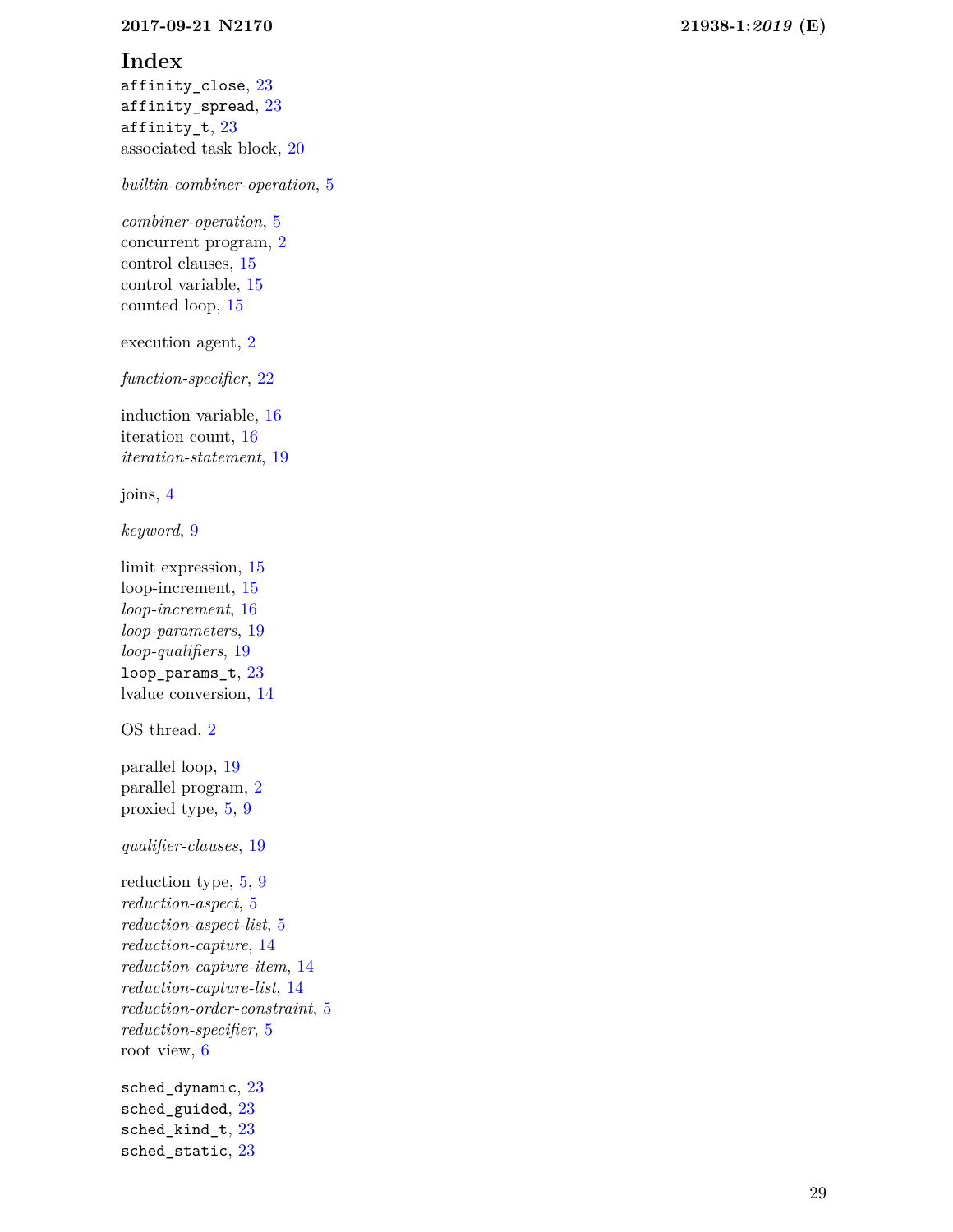# Index

`affinity_close`, 23
`affinity_spread`, 23
`affinity_t`, 23
associated task block, 20

*builtin-combiner-operation*, 5

*combiner-operation*, 5
concurrent program, 2
control clauses, 15
control variable, 15
counted loop, 15

execution agent, 2

*function-specifier*, 22

induction variable, 16
iteration count, 16
*iteration-statement*, 19

joins, 4

*keyword*, 9

limit expression, 15
loop-increment, 15
*loop-increment*, 16
*loop-parameters*, 19
*loop-qualifiers*, 19
`loop_params_t`, 23
lvalue conversion, 14

OS thread, 2

parallel loop, 19
parallel program, 2
proxied type, 5, 9

*qualifier-clauses*, 19

reduction type, 5, 9
*reduction-aspect*, 5
*reduction-aspect-list*, 5
*reduction-capture*, 14
*reduction-capture-item*, 14
*reduction-capture-list*, 14
*reduction-order-constraint*, 5
*reduction-specifier*, 5
root view, 6

`sched_dynamic`, 23
`sched_guided`, 23
`sched_kind_t`, 23
`sched_static`, 23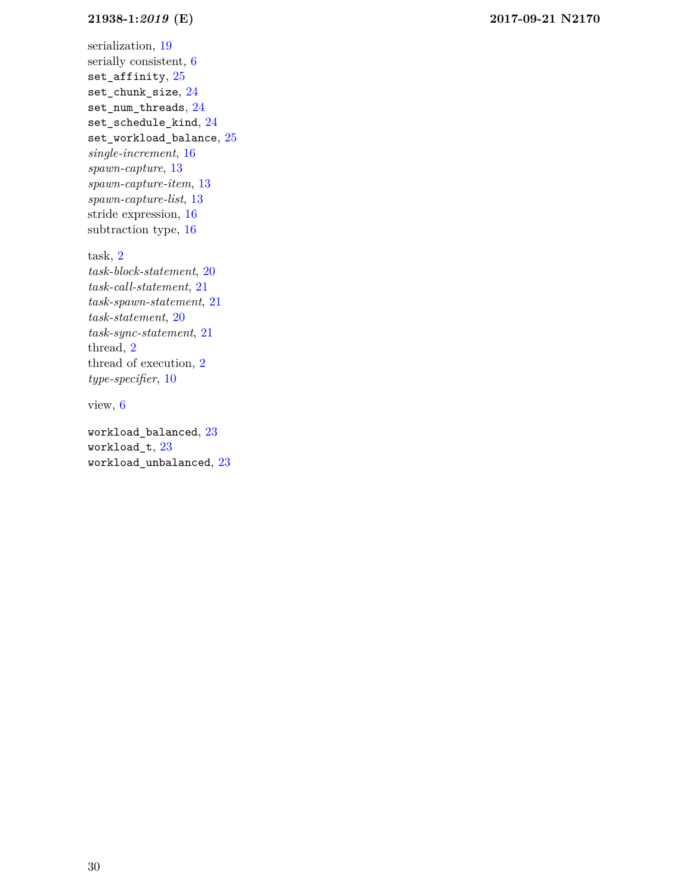serialization, 19
serially consistent, 6
`set_affinity`, 25
`set_chunk_size`, 24
`set_num_threads`, 24
`set_schedule_kind`, 24
`set_workload_balance`, 25
*single-increment*, 16
*spawn-capture*, 13
*spawn-capture-item*, 13
*spawn-capture-list*, 13
stride expression, 16
subtraction type, 16

task, 2
*task-block-statement*, 20
*task-call-statement*, 21
*task-spawn-statement*, 21
*task-statement*, 20
*task-sync-statement*, 21
thread, 2
thread of execution, 2
*type-specifier*, 10

view, 6

`workload_balanced`, 23
`workload_t`, 23
`workload_unbalanced`, 23